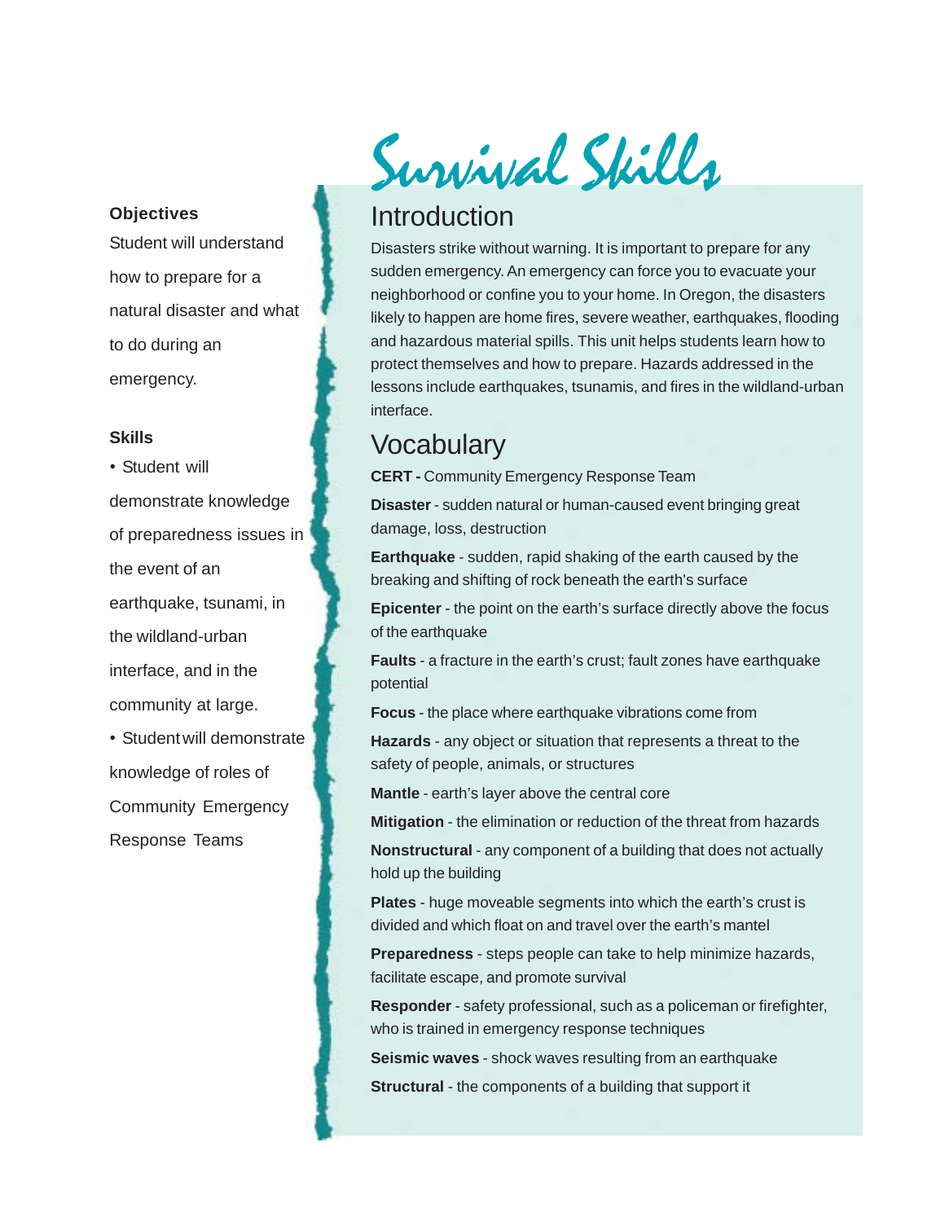# Survival Skills

**Objectives**

Student will understand how to prepare for a natural disaster and what to do during an emergency.

**Skills**

- Student will demonstrate knowledge of preparedness issues in the event of an earthquake, tsunami, in the wildland-urban interface, and in the community at large.
- Student will demonstrate knowledge of roles of Community Emergency Response Teams

## Introduction

Disasters strike without warning. It is important to prepare for any sudden emergency. An emergency can force you to evacuate your neighborhood or confine you to your home. In Oregon, the disasters likely to happen are home fires, severe weather, earthquakes, flooding and hazardous material spills. This unit helps students learn how to protect themselves and how to prepare. Hazards addressed in the lessons include earthquakes, tsunamis, and fires in the wildland-urban interface.

## Vocabulary

**CERT -** Community Emergency Response Team

**Disaster** - sudden natural or human-caused event bringing great damage, loss, destruction

**Earthquake** - sudden, rapid shaking of the earth caused by the breaking and shifting of rock beneath the earth's surface

**Epicenter** - the point on the earth's surface directly above the focus of the earthquake

**Faults** - a fracture in the earth's crust; fault zones have earthquake potential

**Focus** - the place where earthquake vibrations come from

**Hazards** - any object or situation that represents a threat to the safety of people, animals, or structures

**Mantle** - earth's layer above the central core

**Mitigation** - the elimination or reduction of the threat from hazards

**Nonstructural** - any component of a building that does not actually hold up the building

**Plates** - huge moveable segments into which the earth's crust is divided and which float on and travel over the earth's mantel

**Preparedness** - steps people can take to help minimize hazards, facilitate escape, and promote survival

**Responder** - safety professional, such as a policeman or firefighter, who is trained in emergency response techniques

**Seismic waves** - shock waves resulting from an earthquake

**Structural** - the components of a building that support it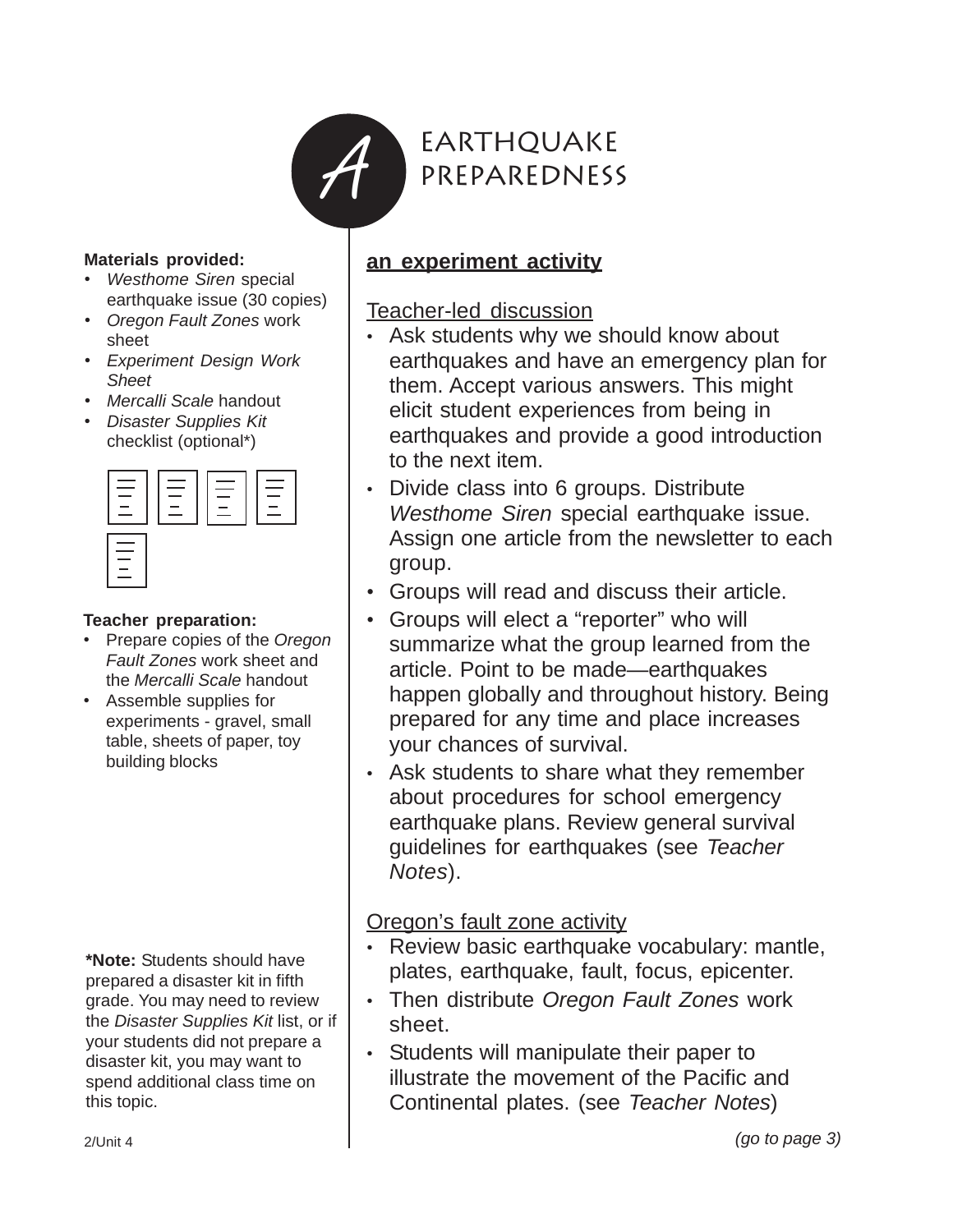# A EARTHQUAKE PREPAREDNESS

**Materials provided:**

- *Westhome Siren* special earthquake issue (30 copies)
- *Oregon Fault Zones* work sheet
- *Experiment Design Work Sheet*
- *Mercalli Scale* handout
- *Disaster Supplies Kit* checklist (optional*)

**Teacher preparation:**

- Prepare copies of the *Oregon Fault Zones* work sheet and the *Mercalli Scale* handout
- Assemble supplies for experiments - gravel, small table, sheets of paper, toy building blocks

***Note:** Students should have prepared a disaster kit in fifth grade. You may need to review the *Disaster Supplies Kit* list, or if your students did not prepare a disaster kit, you may want to spend additional class time on this topic.

**an experiment activity**

Teacher-led discussion

- Ask students why we should know about earthquakes and have an emergency plan for them. Accept various answers. This might elicit student experiences from being in earthquakes and provide a good introduction to the next item.
- Divide class into 6 groups. Distribute *Westhome Siren* special earthquake issue. Assign one article from the newsletter to each group.
- Groups will read and discuss their article.
- Groups will elect a "reporter" who will summarize what the group learned from the article. Point to be made—earthquakes happen globally and throughout history. Being prepared for any time and place increases your chances of survival.
- Ask students to share what they remember about procedures for school emergency earthquake plans. Review general survival guidelines for earthquakes (see *Teacher Notes*).

Oregon's fault zone activity

- Review basic earthquake vocabulary: mantle, plates, earthquake, fault, focus, epicenter.
- Then distribute *Oregon Fault Zones* work sheet.
- Students will manipulate their paper to illustrate the movement of the Pacific and Continental plates. (see *Teacher Notes*)

*(go to page 3)*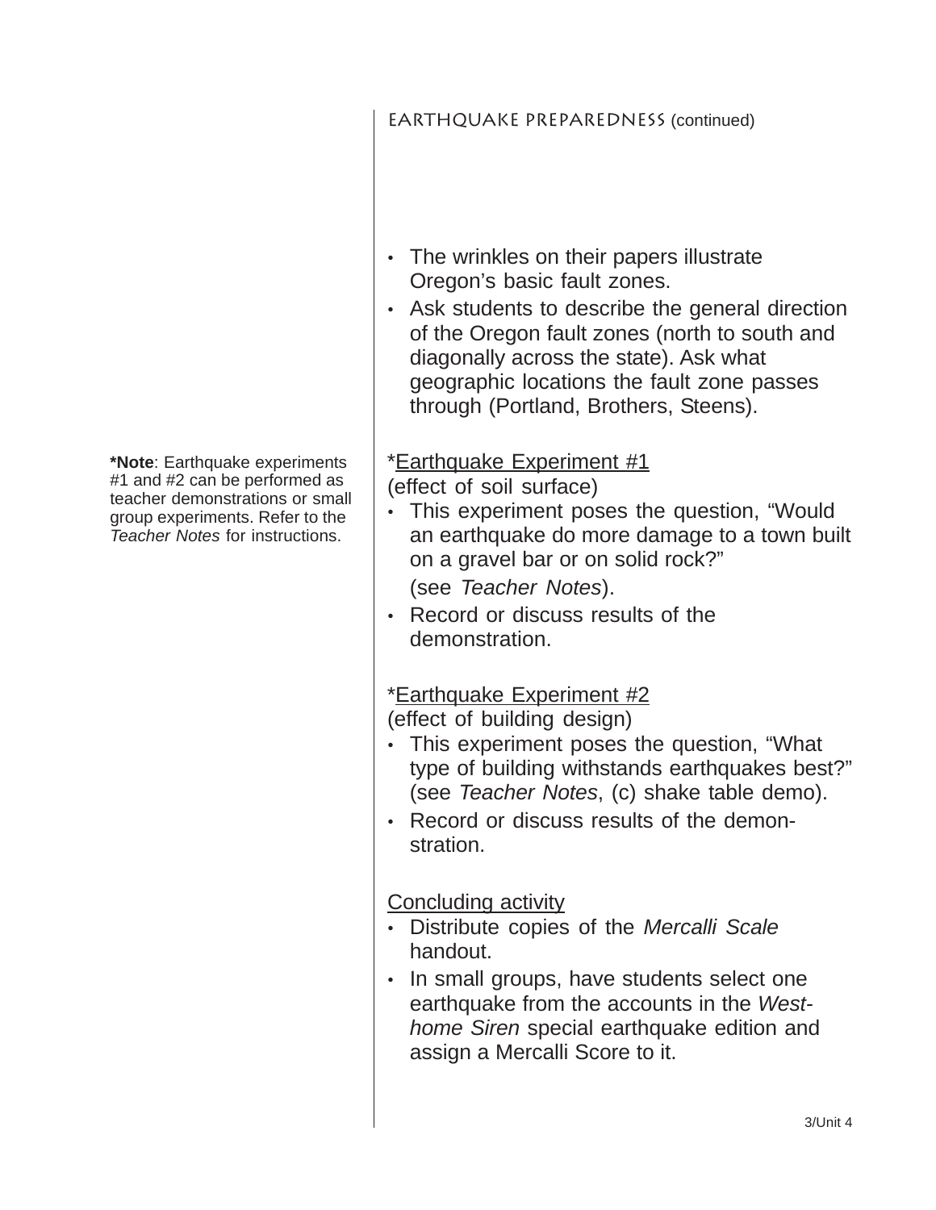## EARTHQUAKE PREPAREDNESS (continued)

- The wrinkles on their papers illustrate Oregon's basic fault zones.
- Ask students to describe the general direction of the Oregon fault zones (north to south and diagonally across the state). Ask what geographic locations the fault zone passes through (Portland, Brothers, Steens).

**\*Note**: Earthquake experiments #1 and #2 can be performed as teacher demonstrations or small group experiments. Refer to the *Teacher Notes* for instructions.

\*<u>Earthquake Experiment #1</u>
(effect of soil surface)

- This experiment poses the question, "Would an earthquake do more damage to a town built on a gravel bar or on solid rock?"
  (see *Teacher Notes*).
- Record or discuss results of the demonstration.

\*<u>Earthquake Experiment #2</u>
(effect of building design)

- This experiment poses the question, "What type of building withstands earthquakes best?" (see *Teacher Notes*, (c) shake table demo).
- Record or discuss results of the demonstration.

<u>Concluding activity</u>

- Distribute copies of the *Mercalli Scale* handout.
- In small groups, have students select one earthquake from the accounts in the *Westhome Siren* special earthquake edition and assign a Mercalli Score to it.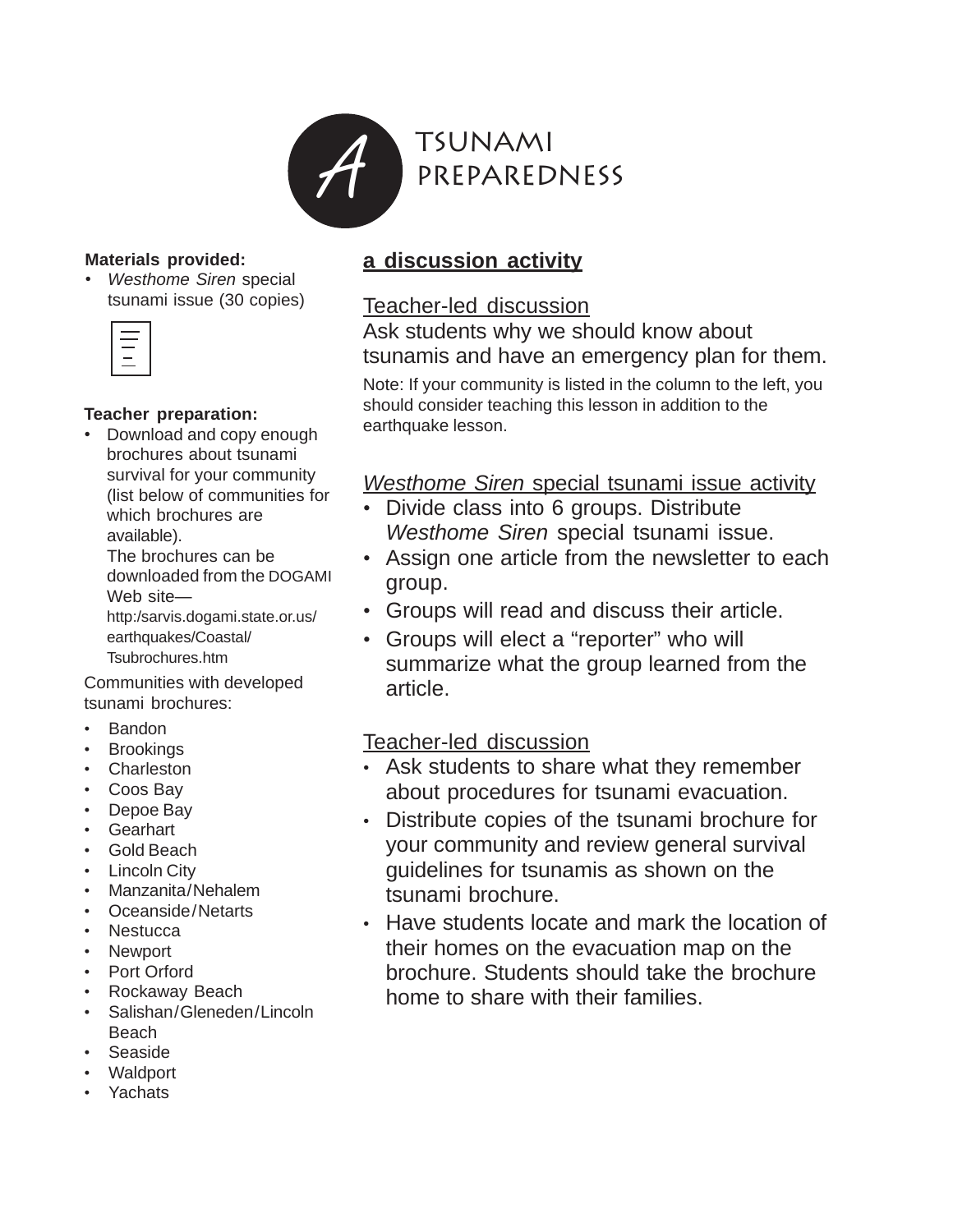# A TSUNAMI PREPAREDNESS

**Materials provided:**

- *Westhome Siren* special tsunami issue (30 copies)

**Teacher preparation:**

- Download and copy enough brochures about tsunami survival for your community (list below of communities for which brochures are available).
  The brochures can be downloaded from the DOGAMI Web site—http:/sarvis.dogami.state.or.us/earthquakes/Coastal/Tsubrochures.htm

Communities with developed tsunami brochures:

- Bandon
- Brookings
- Charleston
- Coos Bay
- Depoe Bay
- Gearhart
- Gold Beach
- Lincoln City
- Manzanita/Nehalem
- Oceanside/Netarts
- Nestucca
- Newport
- Port Orford
- Rockaway Beach
- Salishan/Gleneden/Lincoln Beach
- Seaside
- Waldport
- Yachats

## a discussion activity

### Teacher-led discussion

Ask students why we should know about tsunamis and have an emergency plan for them.

Note: If your community is listed in the column to the left, you should consider teaching this lesson in addition to the earthquake lesson.

### *Westhome Siren* special tsunami issue activity

- Divide class into 6 groups. Distribute *Westhome Siren* special tsunami issue.
- Assign one article from the newsletter to each group.
- Groups will read and discuss their article.
- Groups will elect a "reporter" who will summarize what the group learned from the article.

### Teacher-led discussion

- Ask students to share what they remember about procedures for tsunami evacuation.
- Distribute copies of the tsunami brochure for your community and review general survival guidelines for tsunamis as shown on the tsunami brochure.
- Have students locate and mark the location of their homes on the evacuation map on the brochure. Students should take the brochure home to share with their families.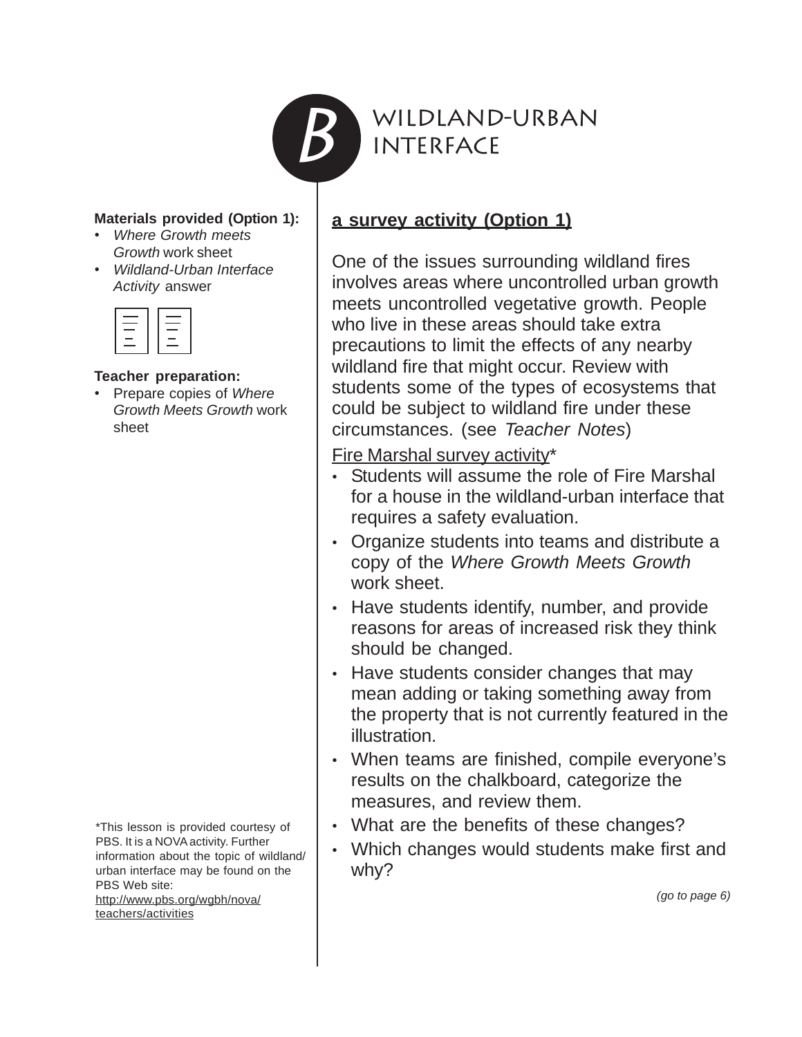# B WILDLAND-URBAN INTERFACE

**Materials provided (Option 1):**

- *Where Growth meets Growth* work sheet
- *Wildland-Urban Interface Activity* answer

**Teacher preparation:**

- Prepare copies of *Where Growth Meets Growth* work sheet

## a survey activity (Option 1)

One of the issues surrounding wildland fires involves areas where uncontrolled urban growth meets uncontrolled vegetative growth. People who live in these areas should take extra precautions to limit the effects of any nearby wildland fire that might occur. Review with students some of the types of ecosystems that could be subject to wildland fire under these circumstances. (see *Teacher Notes*)

Fire Marshal survey activity*

- Students will assume the role of Fire Marshal for a house in the wildland-urban interface that requires a safety evaluation.
- Organize students into teams and distribute a copy of the *Where Growth Meets Growth* work sheet.
- Have students identify, number, and provide reasons for areas of increased risk they think should be changed.
- Have students consider changes that may mean adding or taking something away from the property that is not currently featured in the illustration.
- When teams are finished, compile everyone's results on the chalkboard, categorize the measures, and review them.
- What are the benefits of these changes?
- Which changes would students make first and why?

*(go to page 6)*

*This lesson is provided courtesy of PBS. It is a NOVA activity. Further information about the topic of wildland/ urban interface may be found on the PBS Web site: http://www.pbs.org/wgbh/nova/teachers/activities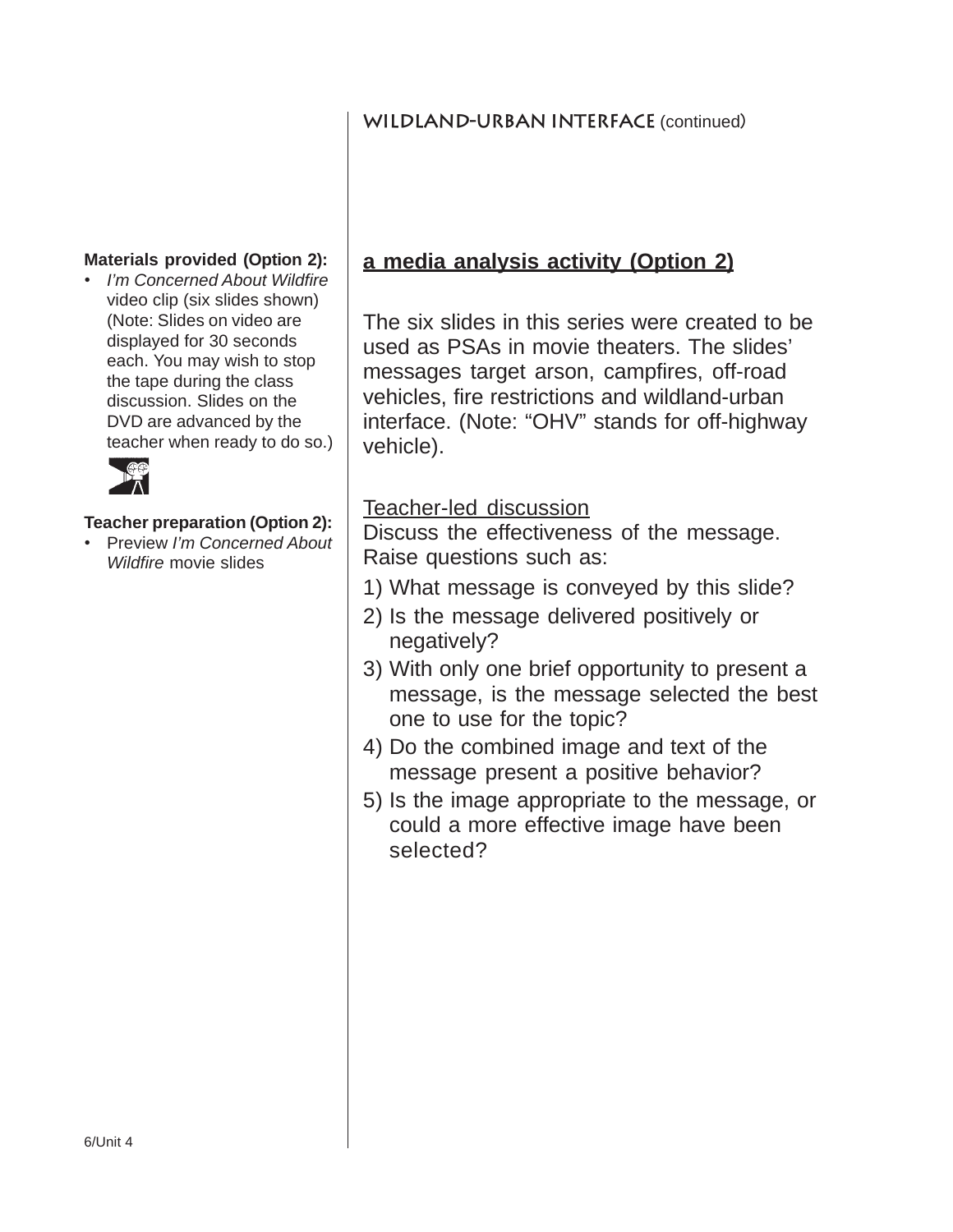**Materials provided (Option 2):**

- *I'm Concerned About Wildfire* video clip (six slides shown) (Note: Slides on video are displayed for 30 seconds each. You may wish to stop the tape during the class discussion. Slides on the DVD are advanced by the teacher when ready to do so.)

**Teacher preparation (Option 2):**

- Preview *I'm Concerned About Wildfire* movie slides

## a media analysis activity (Option 2)

The six slides in this series were created to be used as PSAs in movie theaters. The slides' messages target arson, campfires, off-road vehicles, fire restrictions and wildland-urban interface. (Note: "OHV" stands for off-highway vehicle).

Teacher-led discussion

Discuss the effectiveness of the message. Raise questions such as:

1) What message is conveyed by this slide?
2) Is the message delivered positively or negatively?
3) With only one brief opportunity to present a message, is the message selected the best one to use for the topic?
4) Do the combined image and text of the message present a positive behavior?
5) Is the image appropriate to the message, or could a more effective image have been selected?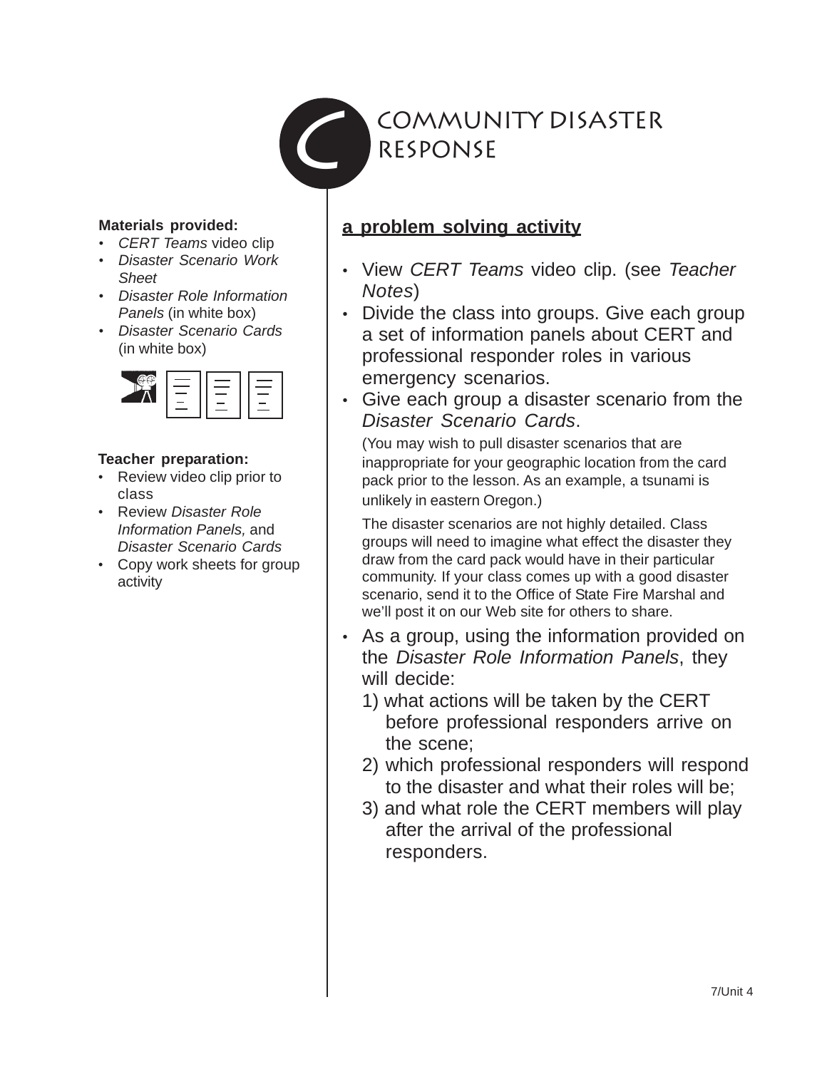# C COMMUNITY DISASTER RESPONSE

**Materials provided:**

- *CERT Teams* video clip
- *Disaster Scenario Work Sheet*
- *Disaster Role Information Panels* (in white box)
- *Disaster Scenario Cards* (in white box)

**Teacher preparation:**

- Review video clip prior to class
- Review *Disaster Role Information Panels,* and *Disaster Scenario Cards*
- Copy work sheets for group activity

## a problem solving activity

- View *CERT Teams* video clip. (see *Teacher Notes*)
- Divide the class into groups. Give each group a set of information panels about CERT and professional responder roles in various emergency scenarios.
- Give each group a disaster scenario from the *Disaster Scenario Cards*.

  (You may wish to pull disaster scenarios that are inappropriate for your geographic location from the card pack prior to the lesson. As an example, a tsunami is unlikely in eastern Oregon.)

  The disaster scenarios are not highly detailed. Class groups will need to imagine what effect the disaster they draw from the card pack would have in their particular community. If your class comes up with a good disaster scenario, send it to the Office of State Fire Marshal and we'll post it on our Web site for others to share.
- As a group, using the information provided on the *Disaster Role Information Panels*, they will decide:
  1) what actions will be taken by the CERT before professional responders arrive on the scene;
  2) which professional responders will respond to the disaster and what their roles will be;
  3) and what role the CERT members will play after the arrival of the professional responders.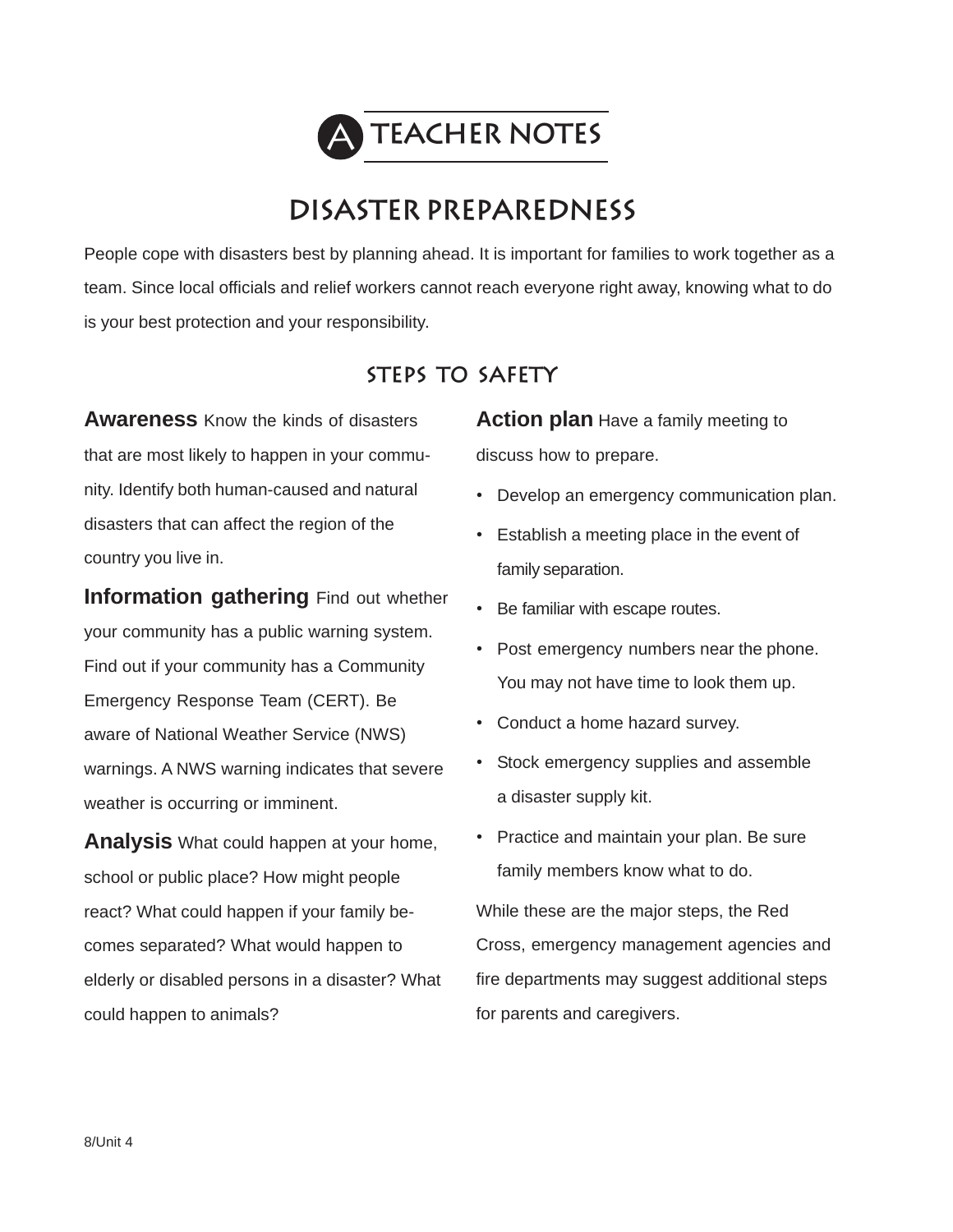# A TEACHER NOTES

## DISASTER PREPAREDNESS

People cope with disasters best by planning ahead. It is important for families to work together as a team. Since local officials and relief workers cannot reach everyone right away, knowing what to do is your best protection and your responsibility.

### STEPS TO SAFETY

**Awareness** Know the kinds of disasters that are most likely to happen in your community. Identify both human-caused and natural disasters that can affect the region of the country you live in.

**Information gathering** Find out whether your community has a public warning system. Find out if your community has a Community Emergency Response Team (CERT). Be aware of National Weather Service (NWS) warnings. A NWS warning indicates that severe weather is occurring or imminent.

**Analysis** What could happen at your home, school or public place? How might people react? What could happen if your family becomes separated? What would happen to elderly or disabled persons in a disaster? What could happen to animals?

**Action plan** Have a family meeting to discuss how to prepare.

- Develop an emergency communication plan.
- Establish a meeting place in the event of family separation.
- Be familiar with escape routes.
- Post emergency numbers near the phone. You may not have time to look them up.
- Conduct a home hazard survey.
- Stock emergency supplies and assemble a disaster supply kit.
- Practice and maintain your plan. Be sure family members know what to do.

While these are the major steps, the Red Cross, emergency management agencies and fire departments may suggest additional steps for parents and caregivers.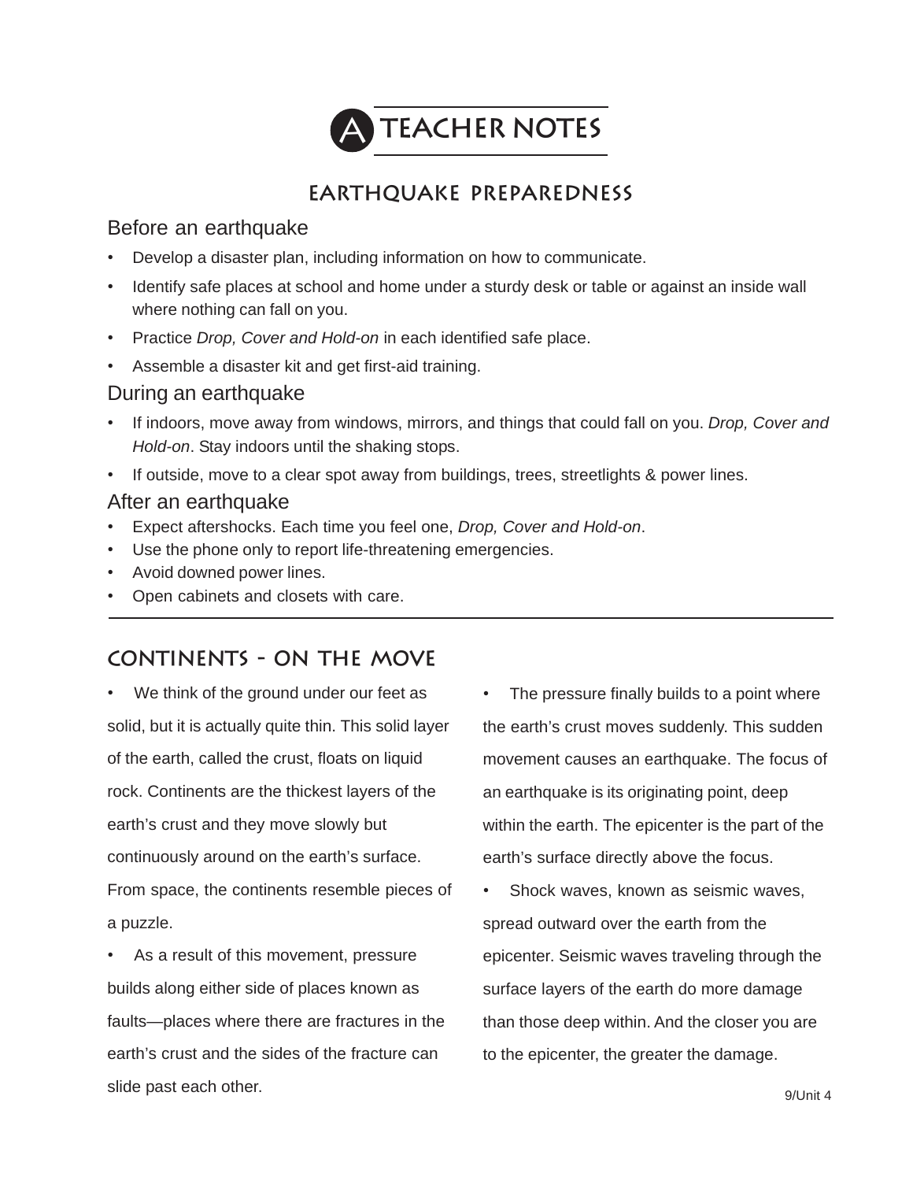# TEACHER NOTES

## EARTHQUAKE PREPAREDNESS

### Before an earthquake

- Develop a disaster plan, including information on how to communicate.
- Identify safe places at school and home under a sturdy desk or table or against an inside wall where nothing can fall on you.
- Practice *Drop, Cover and Hold-on* in each identified safe place.
- Assemble a disaster kit and get first-aid training.

### During an earthquake

- If indoors, move away from windows, mirrors, and things that could fall on you. *Drop, Cover and Hold-on*. Stay indoors until the shaking stops.
- If outside, move to a clear spot away from buildings, trees, streetlights & power lines.

### After an earthquake

- Expect aftershocks. Each time you feel one, *Drop, Cover and Hold-on*.
- Use the phone only to report life-threatening emergencies.
- Avoid downed power lines.
- Open cabinets and closets with care.

---

## CONTINENTS - ON THE MOVE

- We think of the ground under our feet as solid, but it is actually quite thin. This solid layer of the earth, called the crust, floats on liquid rock. Continents are the thickest layers of the earth's crust and they move slowly but continuously around on the earth's surface. From space, the continents resemble pieces of a puzzle.
- As a result of this movement, pressure builds along either side of places known as faults—places where there are fractures in the earth's crust and the sides of the fracture can slide past each other.
- The pressure finally builds to a point where the earth's crust moves suddenly. This sudden movement causes an earthquake. The focus of an earthquake is its originating point, deep within the earth. The epicenter is the part of the earth's surface directly above the focus.
- Shock waves, known as seismic waves, spread outward over the earth from the epicenter. Seismic waves traveling through the surface layers of the earth do more damage than those deep within. And the closer you are to the epicenter, the greater the damage.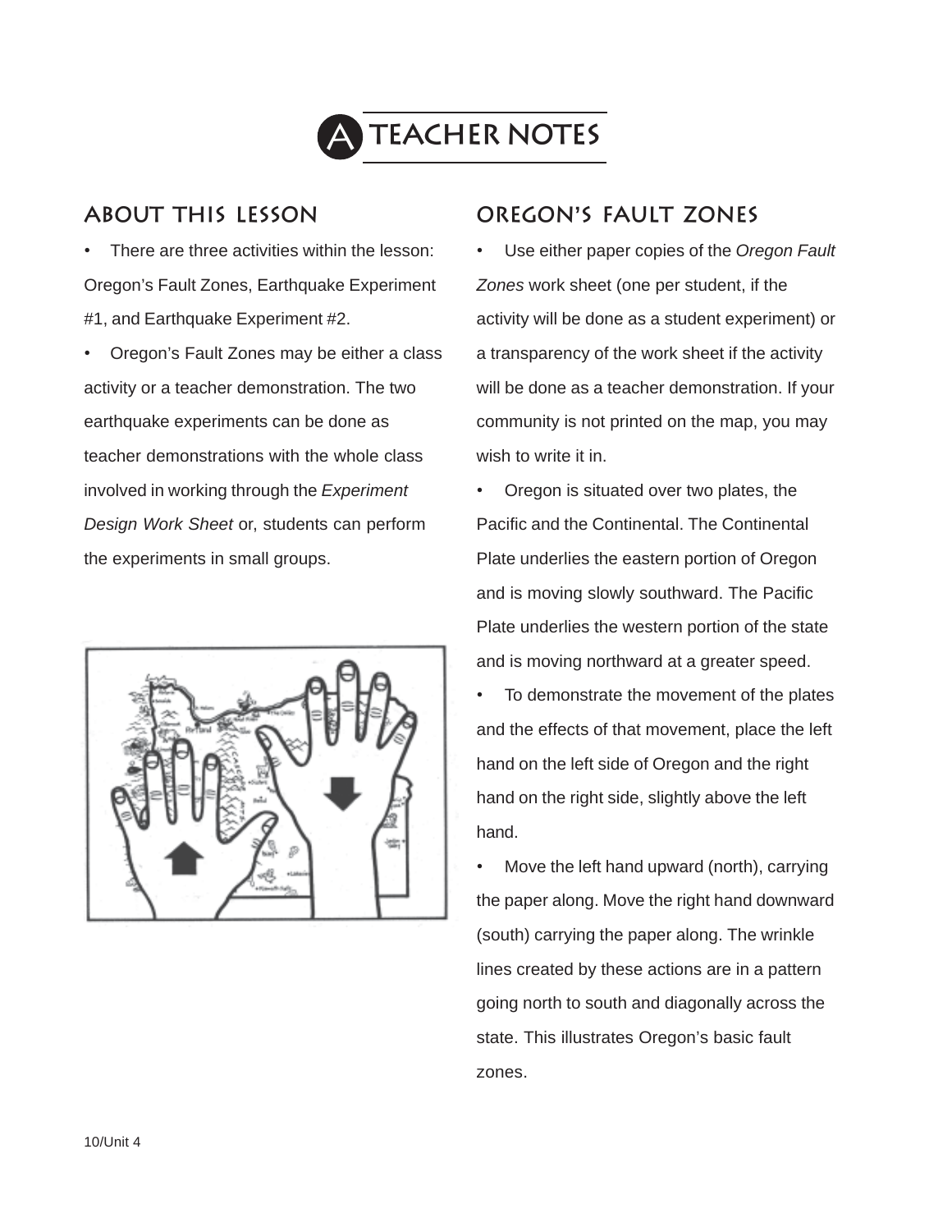# A TEACHER NOTES

## ABOUT THIS LESSON

- There are three activities within the lesson: Oregon's Fault Zones, Earthquake Experiment #1, and Earthquake Experiment #2.
- Oregon's Fault Zones may be either a class activity or a teacher demonstration. The two earthquake experiments can be done as teacher demonstrations with the whole class involved in working through the *Experiment Design Work Sheet* or, students can perform the experiments in small groups.

## OREGON'S FAULT ZONES

- Use either paper copies of the *Oregon Fault Zones* work sheet (one per student, if the activity will be done as a student experiment) or a transparency of the work sheet if the activity will be done as a teacher demonstration. If your community is not printed on the map, you may wish to write it in.
- Oregon is situated over two plates, the Pacific and the Continental. The Continental Plate underlies the eastern portion of Oregon and is moving slowly southward. The Pacific Plate underlies the western portion of the state and is moving northward at a greater speed.
- To demonstrate the movement of the plates and the effects of that movement, place the left hand on the left side of Oregon and the right hand on the right side, slightly above the left hand.
- Move the left hand upward (north), carrying the paper along. Move the right hand downward (south) carrying the paper along. The wrinkle lines created by these actions are in a pattern going north to south and diagonally across the state. This illustrates Oregon's basic fault zones.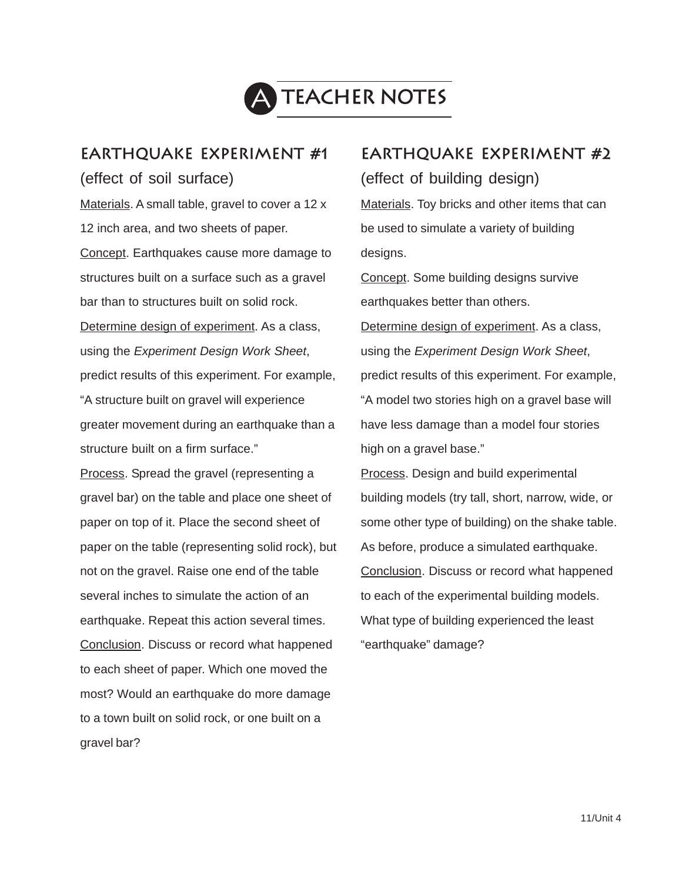# A TEACHER NOTES

## EARTHQUAKE EXPERIMENT #1

(effect of soil surface)

Materials. A small table, gravel to cover a 12 x 12 inch area, and two sheets of paper.

Concept. Earthquakes cause more damage to structures built on a surface such as a gravel bar than to structures built on solid rock.

Determine design of experiment. As a class, using the *Experiment Design Work Sheet*, predict results of this experiment. For example, "A structure built on gravel will experience greater movement during an earthquake than a structure built on a firm surface."

Process. Spread the gravel (representing a gravel bar) on the table and place one sheet of paper on top of it. Place the second sheet of paper on the table (representing solid rock), but not on the gravel. Raise one end of the table several inches to simulate the action of an earthquake. Repeat this action several times.

Conclusion. Discuss or record what happened to each sheet of paper. Which one moved the most? Would an earthquake do more damage to a town built on solid rock, or one built on a gravel bar?

## EARTHQUAKE EXPERIMENT #2

(effect of building design)

Materials. Toy bricks and other items that can be used to simulate a variety of building designs.

Concept. Some building designs survive earthquakes better than others.

Determine design of experiment. As a class, using the *Experiment Design Work Sheet*, predict results of this experiment. For example, "A model two stories high on a gravel base will have less damage than a model four stories high on a gravel base."

Process. Design and build experimental building models (try tall, short, narrow, wide, or some other type of building) on the shake table. As before, produce a simulated earthquake.

Conclusion. Discuss or record what happened to each of the experimental building models. What type of building experienced the least "earthquake" damage?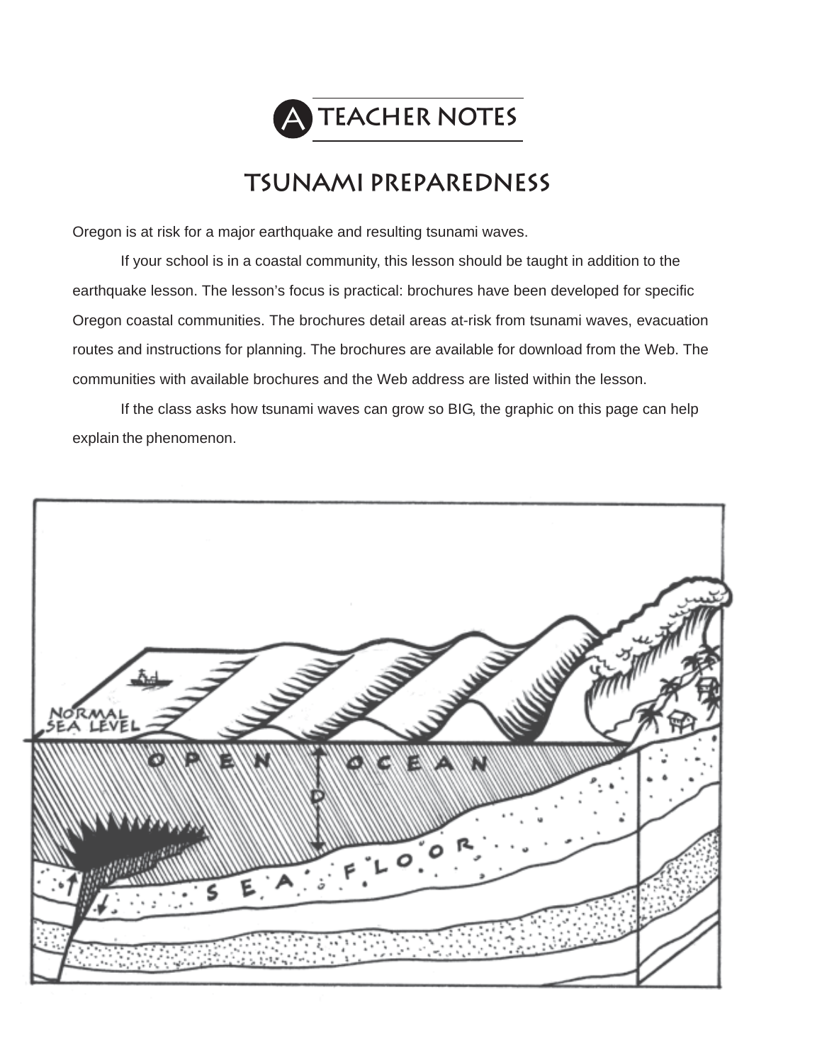# A TEACHER NOTES

## TSUNAMI PREPAREDNESS

Oregon is at risk for a major earthquake and resulting tsunami waves.

If your school is in a coastal community, this lesson should be taught in addition to the earthquake lesson. The lesson's focus is practical: brochures have been developed for specific Oregon coastal communities. The brochures detail areas at-risk from tsunami waves, evacuation routes and instructions for planning. The brochures are available for download from the Web. The communities with available brochures and the Web address are listed within the lesson.

If the class asks how tsunami waves can grow so BIG, the graphic on this page can help explain the phenomenon.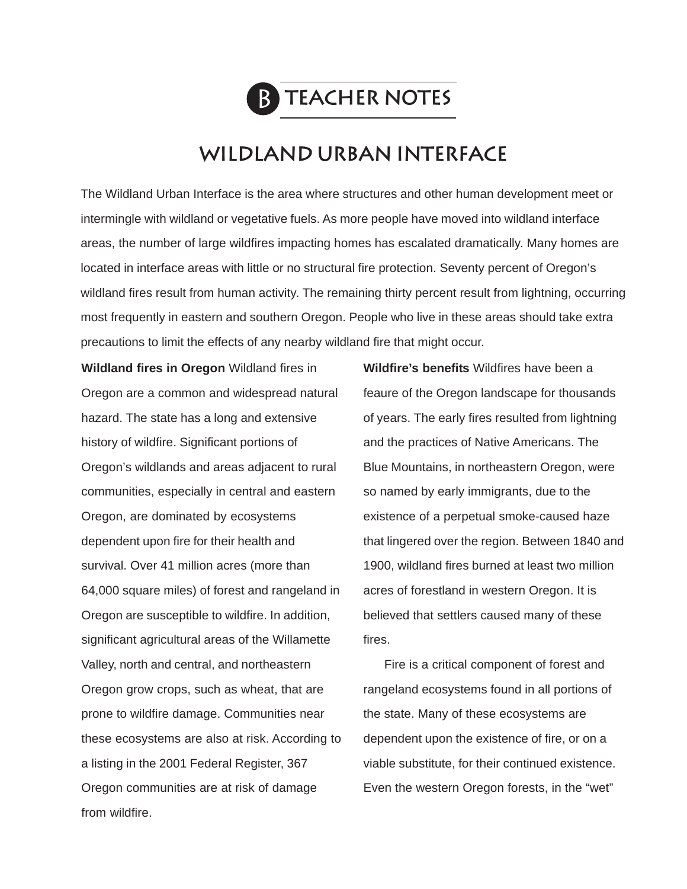# B TEACHER NOTES

## WILDLAND URBAN INTERFACE

The Wildland Urban Interface is the area where structures and other human development meet or intermingle with wildland or vegetative fuels. As more people have moved into wildland interface areas, the number of large wildfires impacting homes has escalated dramatically. Many homes are located in interface areas with little or no structural fire protection. Seventy percent of Oregon's wildland fires result from human activity. The remaining thirty percent result from lightning, occurring most frequently in eastern and southern Oregon. People who live in these areas should take extra precautions to limit the effects of any nearby wildland fire that might occur.

**Wildland fires in Oregon** Wildland fires in Oregon are a common and widespread natural hazard. The state has a long and extensive history of wildfire. Significant portions of Oregon's wildlands and areas adjacent to rural communities, especially in central and eastern Oregon, are dominated by ecosystems dependent upon fire for their health and survival. Over 41 million acres (more than 64,000 square miles) of forest and rangeland in Oregon are susceptible to wildfire. In addition, significant agricultural areas of the Willamette Valley, north and central, and northeastern Oregon grow crops, such as wheat, that are prone to wildfire damage. Communities near these ecosystems are also at risk. According to a listing in the 2001 Federal Register, 367 Oregon communities are at risk of damage from wildfire.

**Wildfire's benefits** Wildfires have been a feaure of the Oregon landscape for thousands of years. The early fires resulted from lightning and the practices of Native Americans. The Blue Mountains, in northeastern Oregon, were so named by early immigrants, due to the existence of a perpetual smoke-caused haze that lingered over the region. Between 1840 and 1900, wildland fires burned at least two million acres of forestland in western Oregon. It is believed that settlers caused many of these fires.

Fire is a critical component of forest and rangeland ecosystems found in all portions of the state. Many of these ecosystems are dependent upon the existence of fire, or on a viable substitute, for their continued existence. Even the western Oregon forests, in the "wet"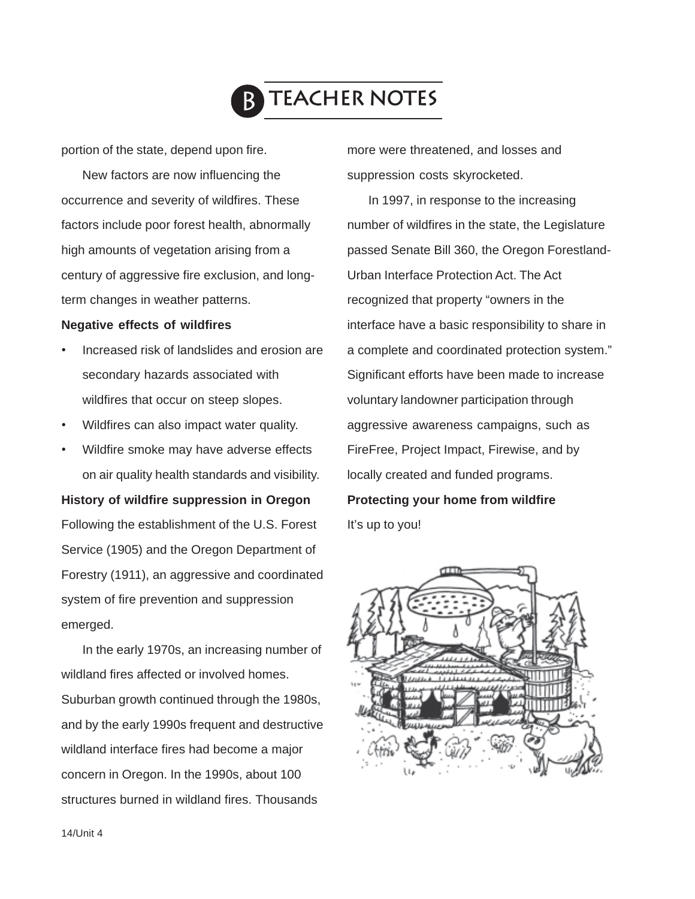# B TEACHER NOTES

portion of the state, depend upon fire.

New factors are now influencing the occurrence and severity of wildfires. These factors include poor forest health, abnormally high amounts of vegetation arising from a century of aggressive fire exclusion, and long-term changes in weather patterns.

**Negative effects of wildfires**

- Increased risk of landslides and erosion are secondary hazards associated with wildfires that occur on steep slopes.
- Wildfires can also impact water quality.
- Wildfire smoke may have adverse effects on air quality health standards and visibility.

**History of wildfire suppression in Oregon**

Following the establishment of the U.S. Forest Service (1905) and the Oregon Department of Forestry (1911), an aggressive and coordinated system of fire prevention and suppression emerged.

In the early 1970s, an increasing number of wildland fires affected or involved homes. Suburban growth continued through the 1980s, and by the early 1990s frequent and destructive wildland interface fires had become a major concern in Oregon. In the 1990s, about 100 structures burned in wildland fires. Thousands more were threatened, and losses and suppression costs skyrocketed.

In 1997, in response to the increasing number of wildfires in the state, the Legislature passed Senate Bill 360, the Oregon Forestland-Urban Interface Protection Act. The Act recognized that property "owners in the interface have a basic responsibility to share in a complete and coordinated protection system." Significant efforts have been made to increase voluntary landowner participation through aggressive awareness campaigns, such as FireFree, Project Impact, Firewise, and by locally created and funded programs.

**Protecting your home from wildfire**

It's up to you!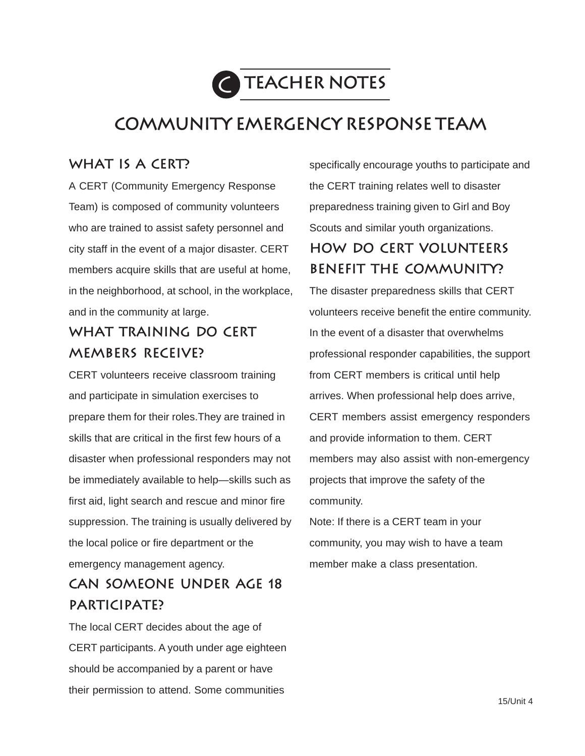# TEACHER NOTES

## COMMUNITY EMERGENCY RESPONSE TEAM

### WHAT IS A CERT?

A CERT (Community Emergency Response Team) is composed of community volunteers who are trained to assist safety personnel and city staff in the event of a major disaster. CERT members acquire skills that are useful at home, in the neighborhood, at school, in the workplace, and in the community at large.

### WHAT TRAINING DO CERT MEMBERS RECEIVE?

CERT volunteers receive classroom training and participate in simulation exercises to prepare them for their roles.They are trained in skills that are critical in the first few hours of a disaster when professional responders may not be immediately available to help—skills such as first aid, light search and rescue and minor fire suppression. The training is usually delivered by the local police or fire department or the emergency management agency.

### CAN SOMEONE UNDER AGE 18 PARTICIPATE?

The local CERT decides about the age of CERT participants. A youth under age eighteen should be accompanied by a parent or have their permission to attend. Some communities specifically encourage youths to participate and the CERT training relates well to disaster preparedness training given to Girl and Boy Scouts and similar youth organizations.

### HOW DO CERT VOLUNTEERS BENEFIT THE COMMUNITY?

The disaster preparedness skills that CERT volunteers receive benefit the entire community. In the event of a disaster that overwhelms professional responder capabilities, the support from CERT members is critical until help arrives. When professional help does arrive, CERT members assist emergency responders and provide information to them. CERT members may also assist with non-emergency projects that improve the safety of the community.

Note: If there is a CERT team in your community, you may wish to have a team member make a class presentation.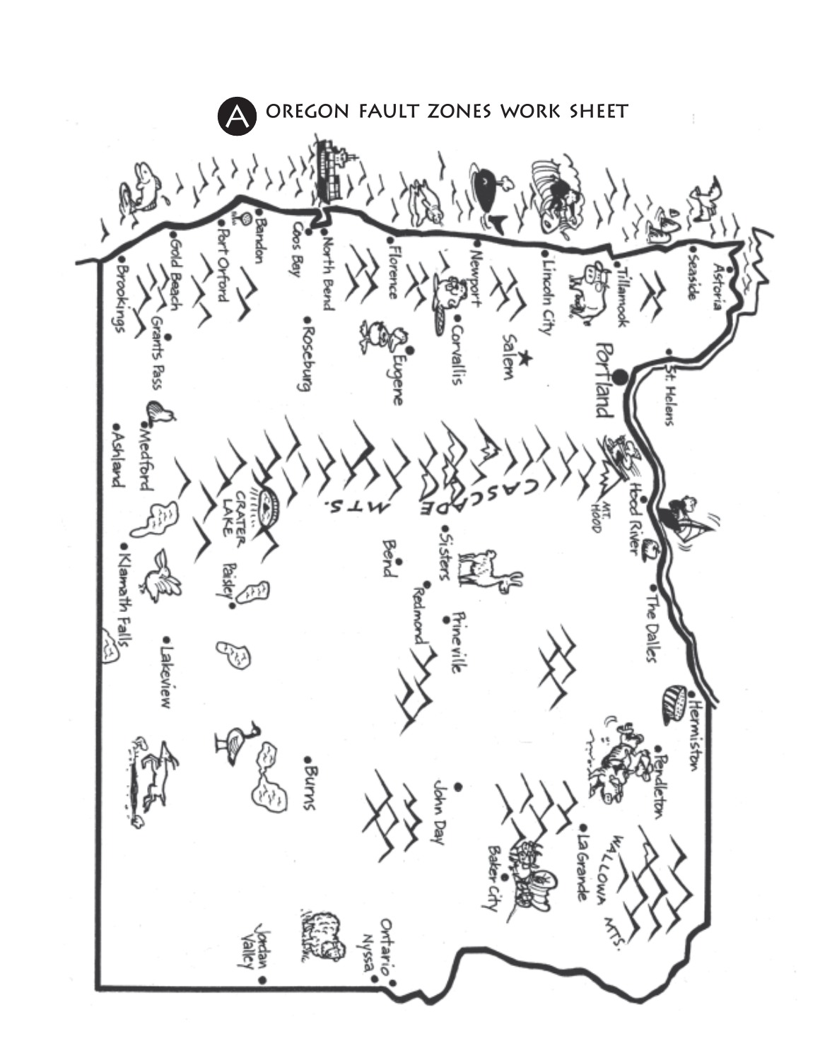# A OREGON FAULT ZONES WORK SHEET

Astoria
Seaside
Tillamook
Lincoln City
Newport
Florence
North Bend
Coos Bay
Bandon
Port Orford
Gold Beach
Brookings
St. Helens
Portland
Salem
Corvallis
Eugene
Roseburg
Grants Pass
Medford
Ashland
CASCADE MTS.
MT. HOOD
Hood River
The Dalles
Sisters
Bend
Redmond
Prineville
CRATER LAKE
Paisley
Klamath Falls
Lakeview
Hermiston
Pendleton
La Grande
WALLOWA MTS.
Baker City
John Day
Burns
Ontario
Nyssa
Jordan Valley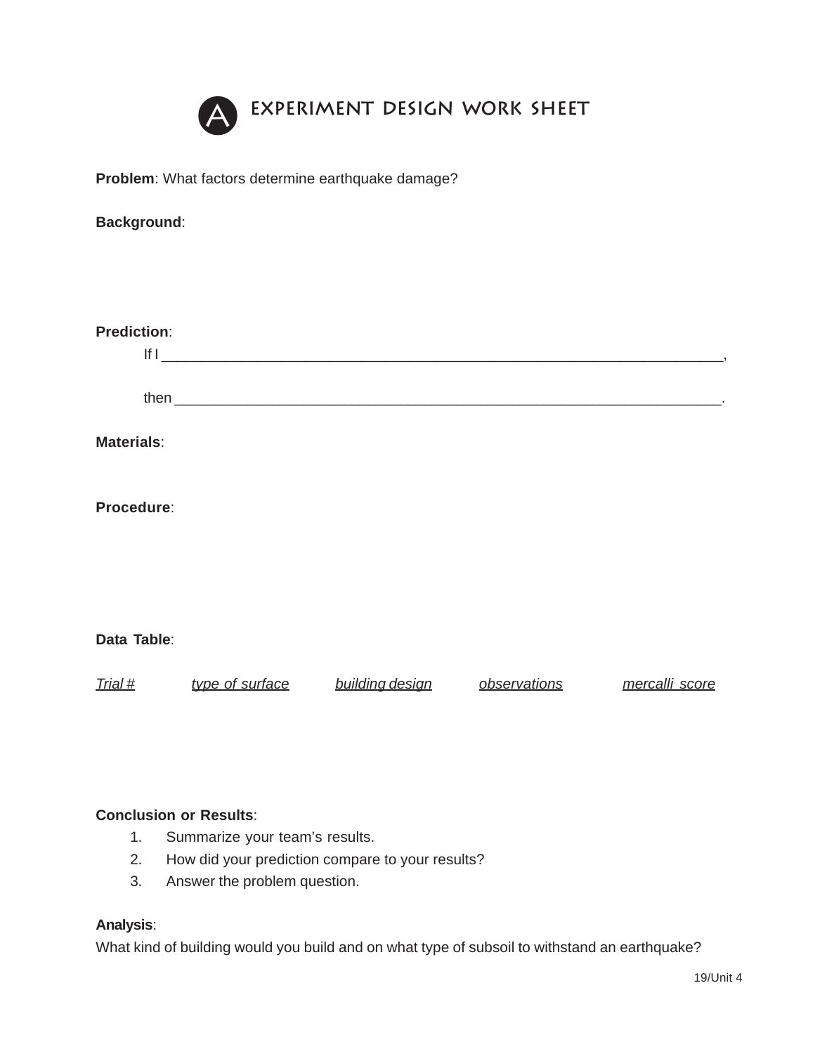# EXPERIMENT DESIGN WORK SHEET

**Problem**: What factors determine earthquake damage?

**Background**:

**Prediction**:

If I ___________________________________________________________________________,

then ___________________________________________________________________________.

**Materials**:

**Procedure**:

**Data Table**:

| *Trial #* | *type of surface* | *building design* | *observations* | *mercalli score* |
|---|---|---|---|---|
| | | | | |

**Conclusion or Results**:

1. Summarize your team's results.
2. How did your prediction compare to your results?
3. Answer the problem question.

**Analysis**:

What kind of building would you build and on what type of subsoil to withstand an earthquake?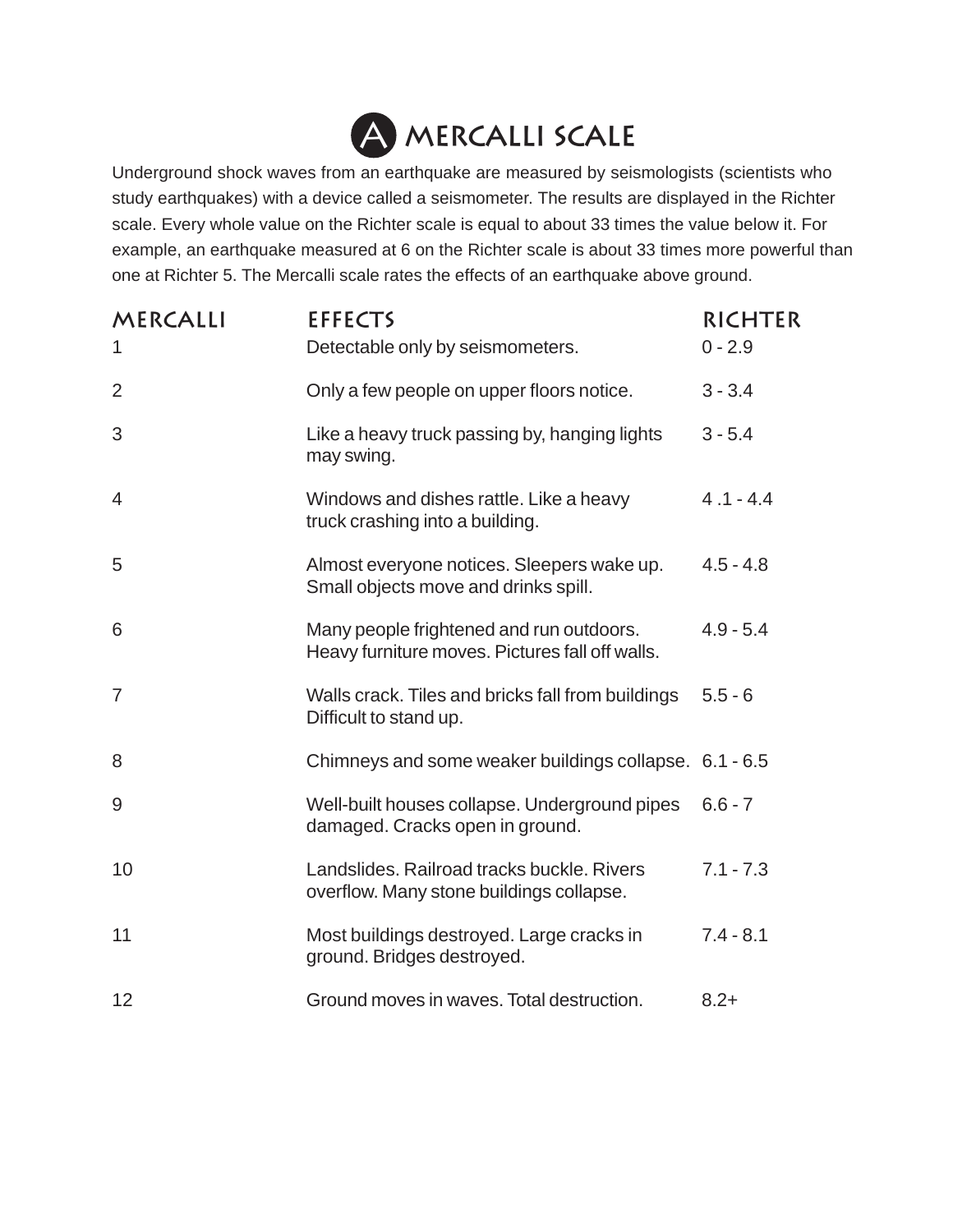# A MERCALLI SCALE

Underground shock waves from an earthquake are measured by seismologists (scientists who study earthquakes) with a device called a seismometer. The results are displayed in the Richter scale. Every whole value on the Richter scale is equal to about 33 times the value below it. For example, an earthquake measured at 6 on the Richter scale is about 33 times more powerful than one at Richter 5. The Mercalli scale rates the effects of an earthquake above ground.

| MERCALLI | EFFECTS | RICHTER |
|---|---|---|
| 1 | Detectable only by seismometers. | 0 - 2.9 |
| 2 | Only a few people on upper floors notice. | 3 - 3.4 |
| 3 | Like a heavy truck passing by, hanging lights may swing. | 3 - 5.4 |
| 4 | Windows and dishes rattle. Like a heavy truck crashing into a building. | 4 .1 - 4.4 |
| 5 | Almost everyone notices. Sleepers wake up. Small objects move and drinks spill. | 4.5 - 4.8 |
| 6 | Many people frightened and run outdoors. Heavy furniture moves. Pictures fall off walls. | 4.9 - 5.4 |
| 7 | Walls crack. Tiles and bricks fall from buildings Difficult to stand up. | 5.5 - 6 |
| 8 | Chimneys and some weaker buildings collapse. | 6.1 - 6.5 |
| 9 | Well-built houses collapse. Underground pipes damaged. Cracks open in ground. | 6.6 - 7 |
| 10 | Landslides. Railroad tracks buckle. Rivers overflow. Many stone buildings collapse. | 7.1 - 7.3 |
| 11 | Most buildings destroyed. Large cracks in ground. Bridges destroyed. | 7.4 - 8.1 |
| 12 | Ground moves in waves. Total destruction. | 8.2+ |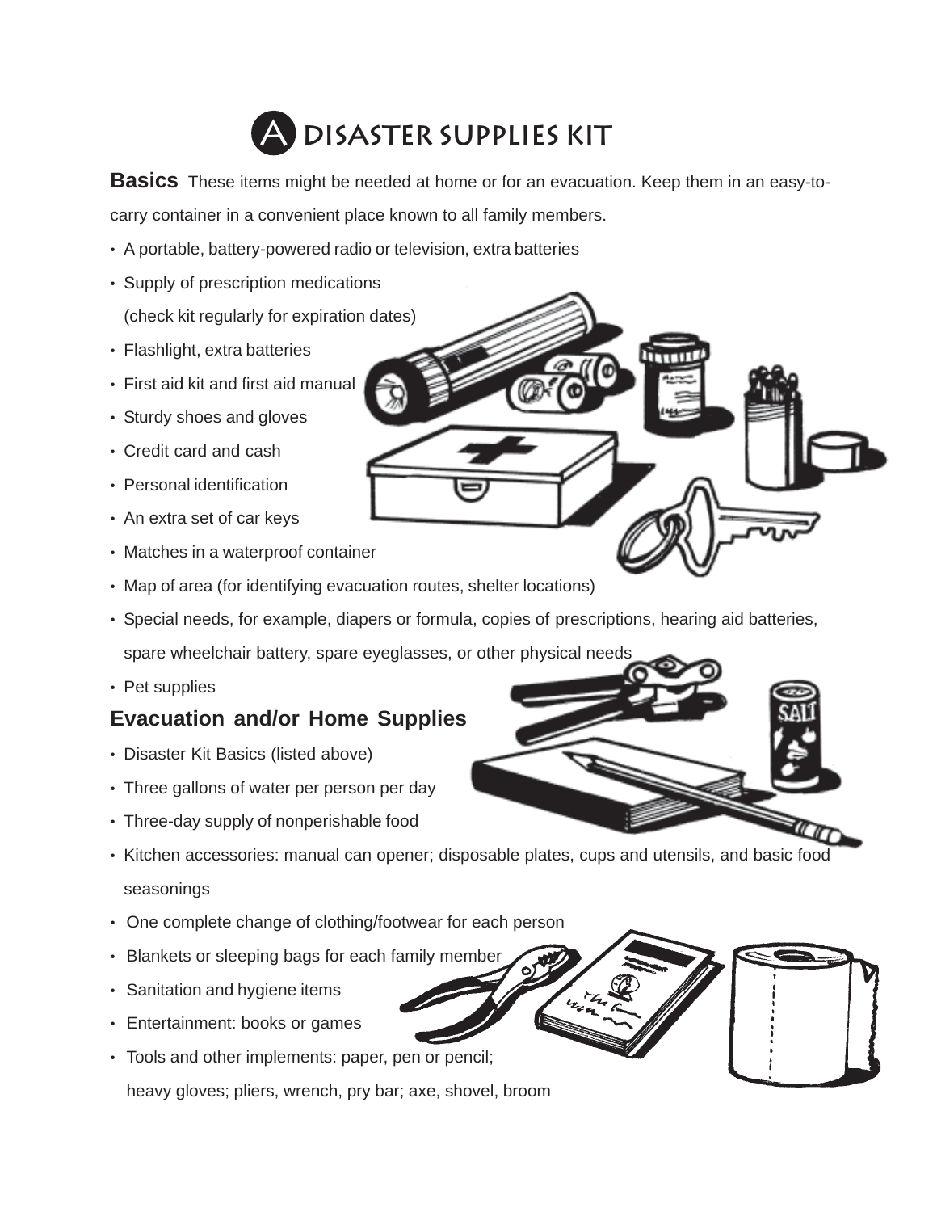# A DISASTER SUPPLIES KIT

**Basics** These items might be needed at home or for an evacuation. Keep them in an easy-to-carry container in a convenient place known to all family members.

- A portable, battery-powered radio or television, extra batteries
- Supply of prescription medications (check kit regularly for expiration dates)
- Flashlight, extra batteries
- First aid kit and first aid manual
- Sturdy shoes and gloves
- Credit card and cash
- Personal identification
- An extra set of car keys
- Matches in a waterproof container
- Map of area (for identifying evacuation routes, shelter locations)
- Special needs, for example, diapers or formula, copies of prescriptions, hearing aid batteries, spare wheelchair battery, spare eyeglasses, or other physical needs
- Pet supplies

## Evacuation and/or Home Supplies

- Disaster Kit Basics (listed above)
- Three gallons of water per person per day
- Three-day supply of nonperishable food
- Kitchen accessories: manual can opener; disposable plates, cups and utensils, and basic food seasonings
- One complete change of clothing/footwear for each person
- Blankets or sleeping bags for each family member
- Sanitation and hygiene items
- Entertainment: books or games
- Tools and other implements: paper, pen or pencil; heavy gloves; pliers, wrench, pry bar; axe, shovel, broom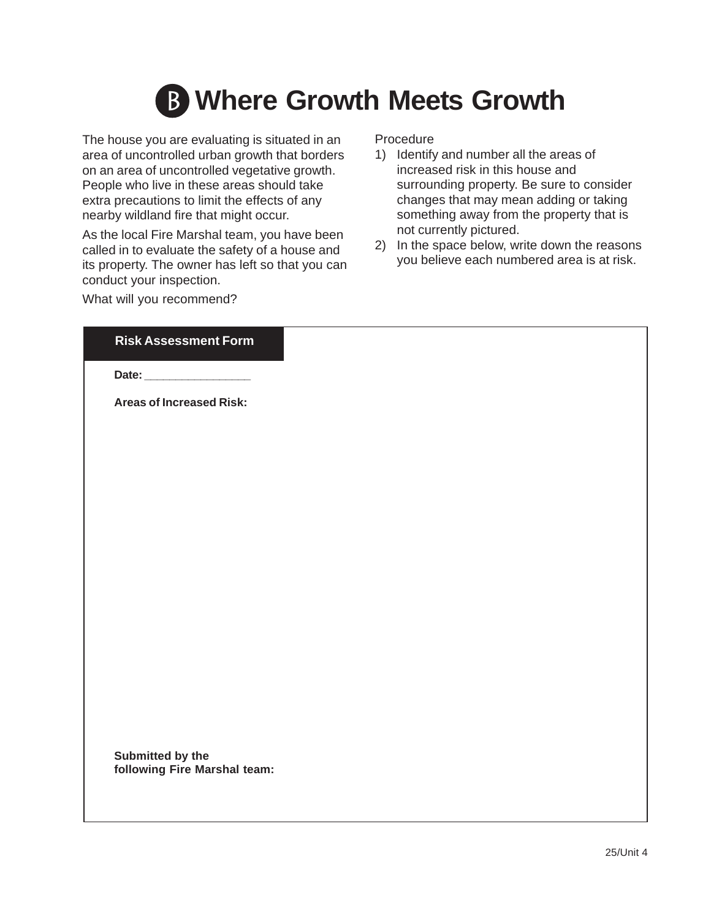# B Where Growth Meets Growth

The house you are evaluating is situated in an area of uncontrolled urban growth that borders on an area of uncontrolled vegetative growth. People who live in these areas should take extra precautions to limit the effects of any nearby wildland fire that might occur.

As the local Fire Marshal team, you have been called in to evaluate the safety of a house and its property. The owner has left so that you can conduct your inspection.

What will you recommend?

Procedure

1) Identify and number all the areas of increased risk in this house and surrounding property. Be sure to consider changes that may mean adding or taking something away from the property that is not currently pictured.
2) In the space below, write down the reasons you believe each numbered area is at risk.

**Risk Assessment Form**

**Date:** ________________

**Areas of Increased Risk:**

**Submitted by the following Fire Marshal team:**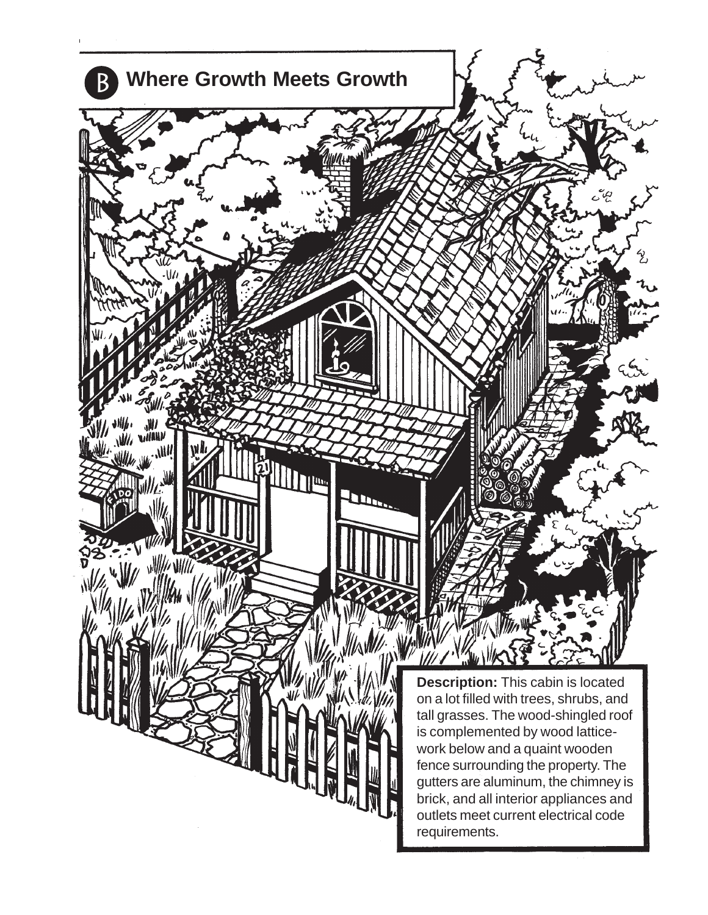# B Where Growth Meets Growth

**Description:** This cabin is located on a lot filled with trees, shrubs, and tall grasses. The wood-shingled roof is complemented by wood lattice-work below and a quaint wooden fence surrounding the property. The gutters are aluminum, the chimney is brick, and all interior appliances and outlets meet current electrical code requirements.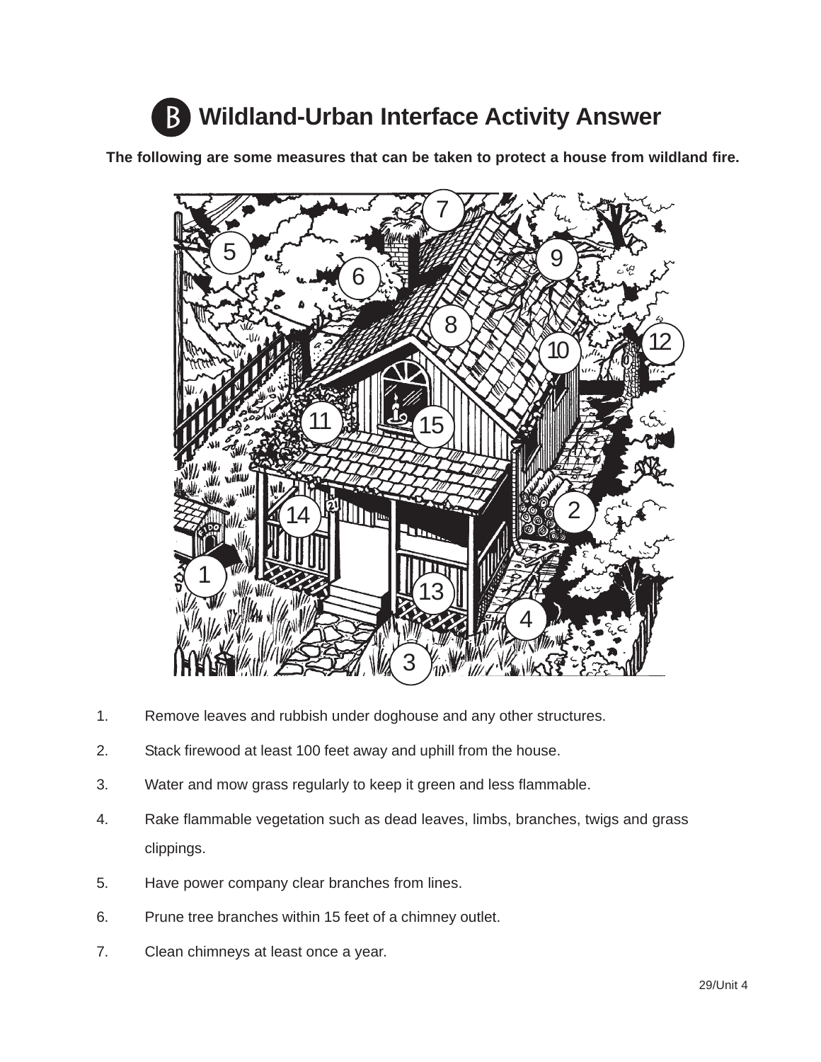# B Wildland-Urban Interface Activity Answer

**The following are some measures that can be taken to protect a house from wildland fire.**

1. Remove leaves and rubbish under doghouse and any other structures.
2. Stack firewood at least 100 feet away and uphill from the house.
3. Water and mow grass regularly to keep it green and less flammable.
4. Rake flammable vegetation such as dead leaves, limbs, branches, twigs and grass clippings.
5. Have power company clear branches from lines.
6. Prune tree branches within 15 feet of a chimney outlet.
7. Clean chimneys at least once a year.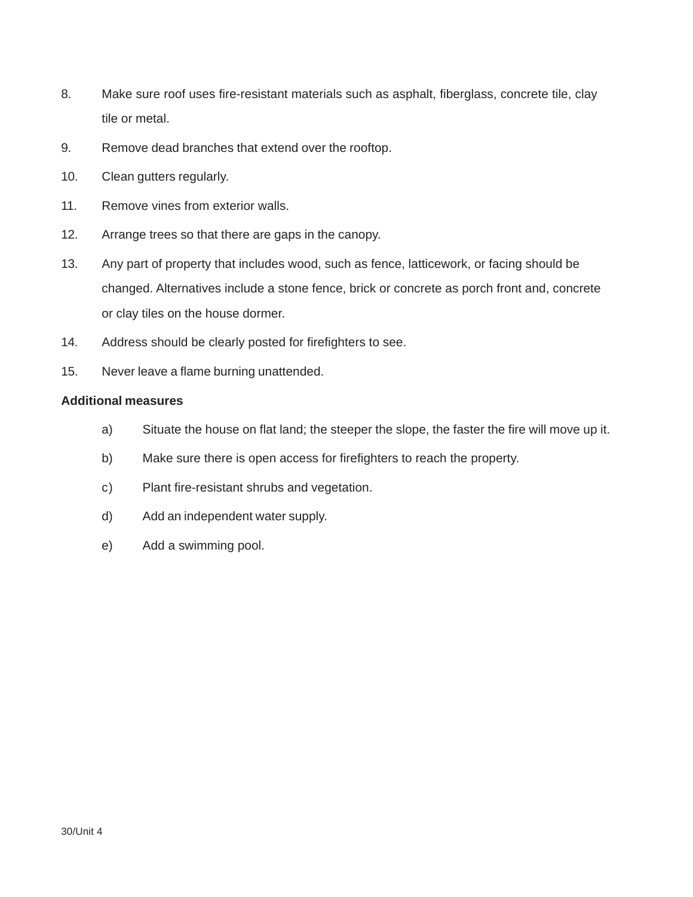8. Make sure roof uses fire-resistant materials such as asphalt, fiberglass, concrete tile, clay tile or metal.
9. Remove dead branches that extend over the rooftop.
10. Clean gutters regularly.
11. Remove vines from exterior walls.
12. Arrange trees so that there are gaps in the canopy.
13. Any part of property that includes wood, such as fence, latticework, or facing should be changed. Alternatives include a stone fence, brick or concrete as porch front and, concrete or clay tiles on the house dormer.
14. Address should be clearly posted for firefighters to see.
15. Never leave a flame burning unattended.

**Additional measures**

a) Situate the house on flat land; the steeper the slope, the faster the fire will move up it.

b) Make sure there is open access for firefighters to reach the property.

c) Plant fire-resistant shrubs and vegetation.

d) Add an independent water supply.

e) Add a swimming pool.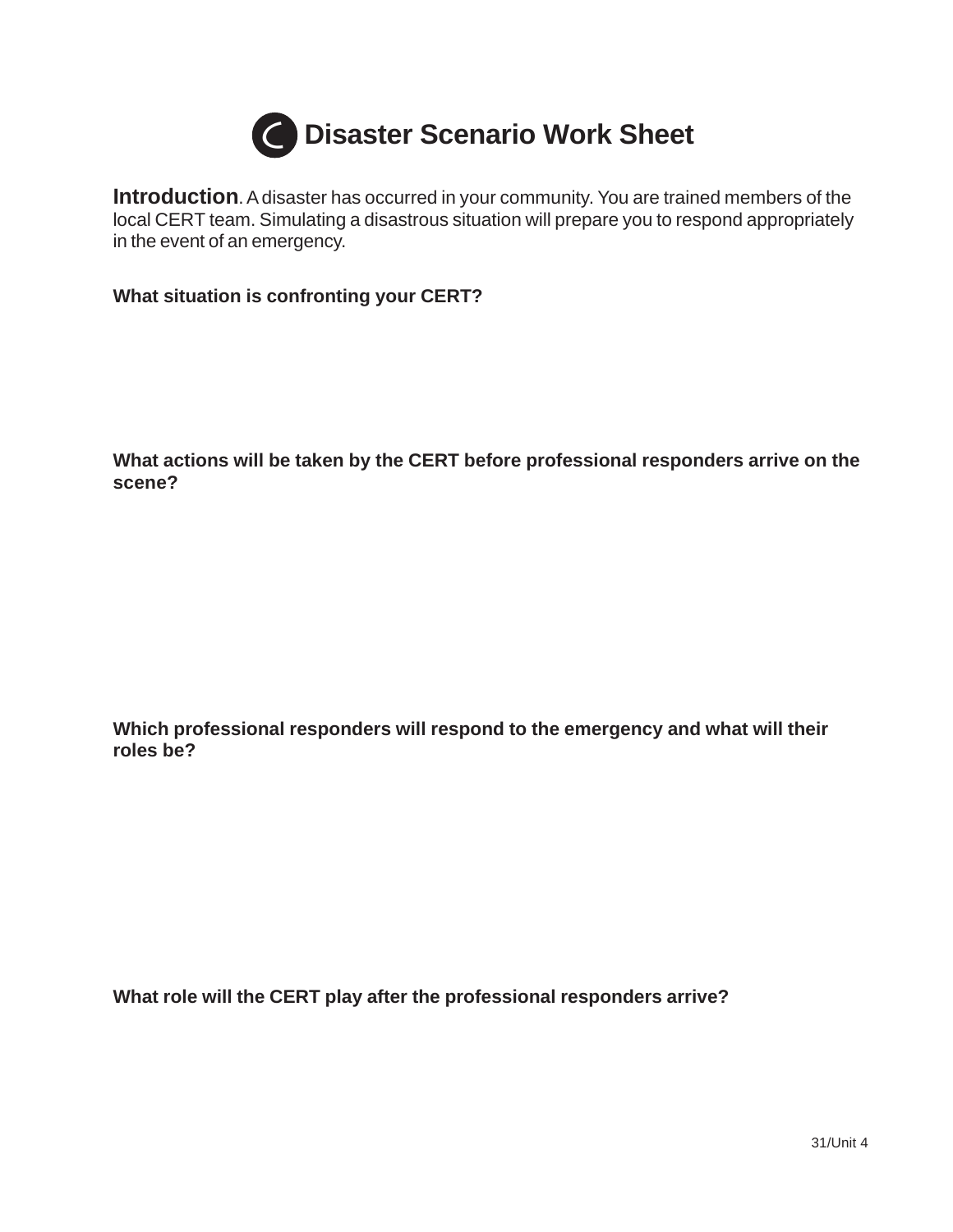# Disaster Scenario Work Sheet

**Introduction**. A disaster has occurred in your community. You are trained members of the local CERT team. Simulating a disastrous situation will prepare you to respond appropriately in the event of an emergency.

**What situation is confronting your CERT?**

**What actions will be taken by the CERT before professional responders arrive on the scene?**

**Which professional responders will respond to the emergency and what will their roles be?**

**What role will the CERT play after the professional responders arrive?**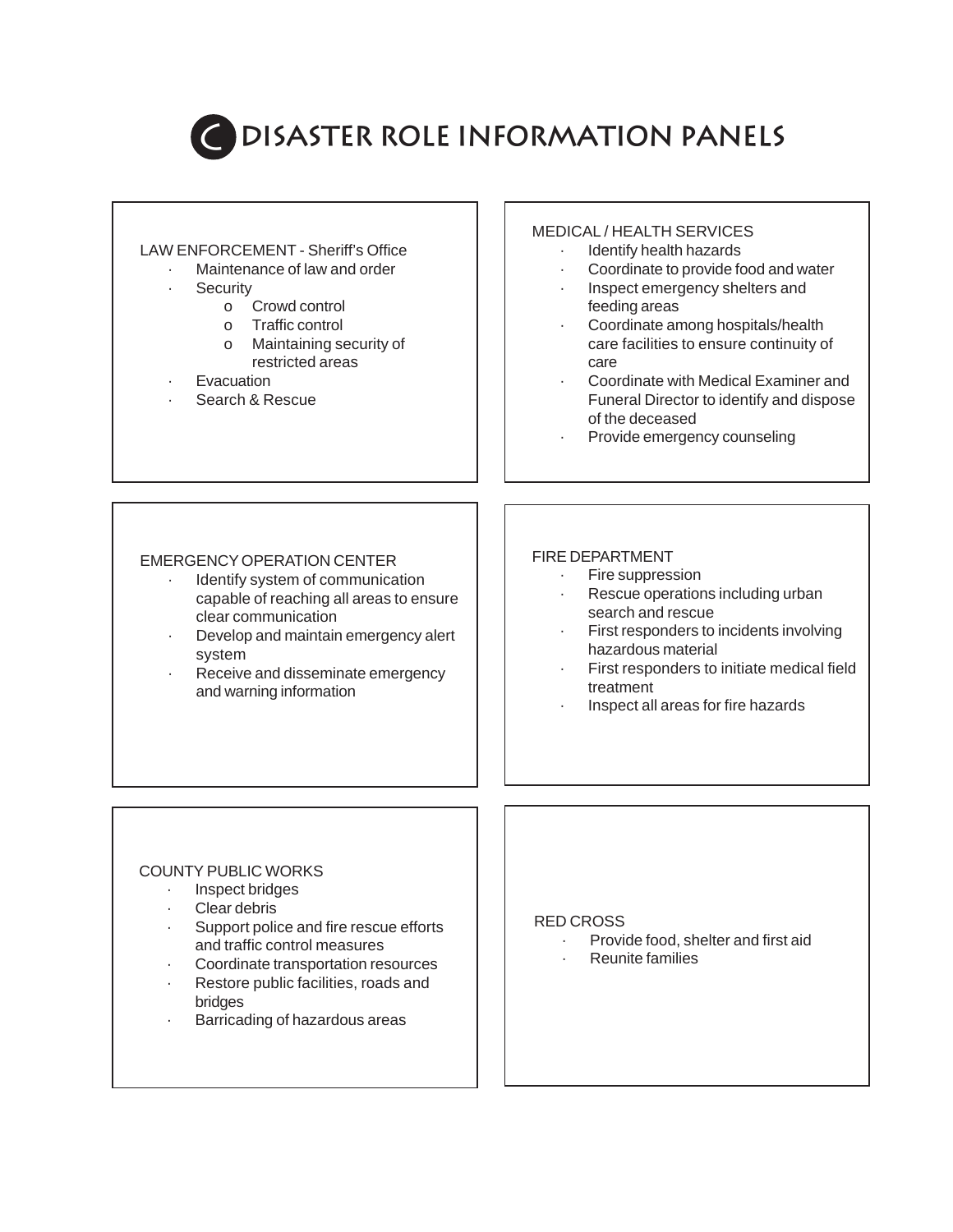# C DISASTER ROLE INFORMATION PANELS

LAW ENFORCEMENT - Sheriff's Office

- Maintenance of law and order
- Security
  - Crowd control
  - Traffic control
  - Maintaining security of restricted areas
- Evacuation
- Search & Rescue

MEDICAL / HEALTH SERVICES

- Identify health hazards
- Coordinate to provide food and water
- Inspect emergency shelters and feeding areas
- Coordinate among hospitals/health care facilities to ensure continuity of care
- Coordinate with Medical Examiner and Funeral Director to identify and dispose of the deceased
- Provide emergency counseling

EMERGENCY OPERATION CENTER

- Identify system of communication capable of reaching all areas to ensure clear communication
- Develop and maintain emergency alert system
- Receive and disseminate emergency and warning information

FIRE DEPARTMENT

- Fire suppression
- Rescue operations including urban search and rescue
- First responders to incidents involving hazardous material
- First responders to initiate medical field treatment
- Inspect all areas for fire hazards

COUNTY PUBLIC WORKS

- Inspect bridges
- Clear debris
- Support police and fire rescue efforts and traffic control measures
- Coordinate transportation resources
- Restore public facilities, roads and bridges
- Barricading of hazardous areas

RED CROSS

- Provide food, shelter and first aid
- Reunite families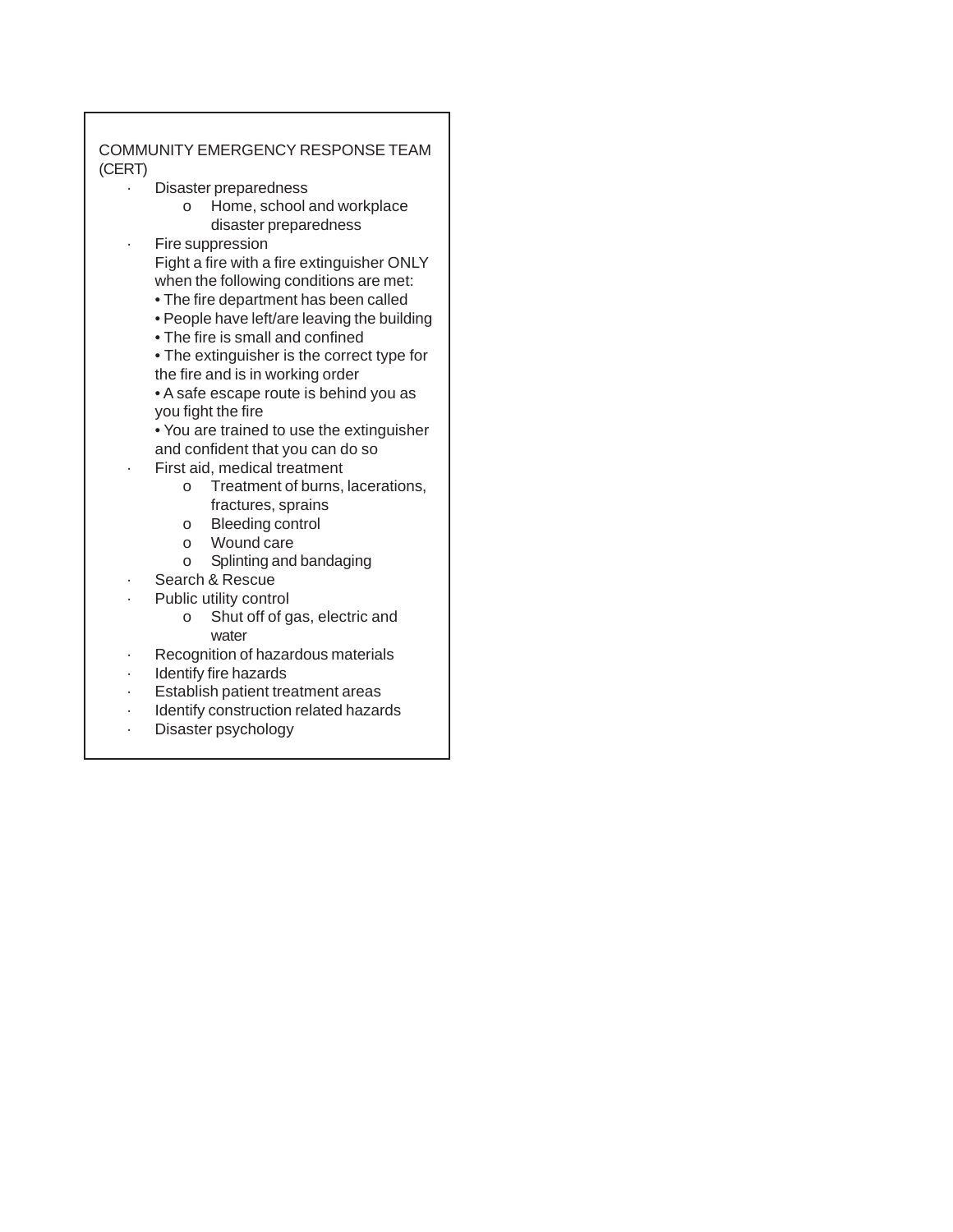COMMUNITY EMERGENCY RESPONSE TEAM (CERT)

- Disaster preparedness
  - Home, school and workplace disaster preparedness
- Fire suppression

  Fight a fire with a fire extinguisher ONLY when the following conditions are met:

  - The fire department has been called
  - People have left/are leaving the building
  - The fire is small and confined
  - The extinguisher is the correct type for the fire and is in working order
  - A safe escape route is behind you as you fight the fire
  - You are trained to use the extinguisher and confident that you can do so
- First aid, medical treatment
  - Treatment of burns, lacerations, fractures, sprains
  - Bleeding control
  - Wound care
  - Splinting and bandaging
- Search & Rescue
- Public utility control
  - Shut off of gas, electric and water
- Recognition of hazardous materials
- Identify fire hazards
- Establish patient treatment areas
- Identify construction related hazards
- Disaster psychology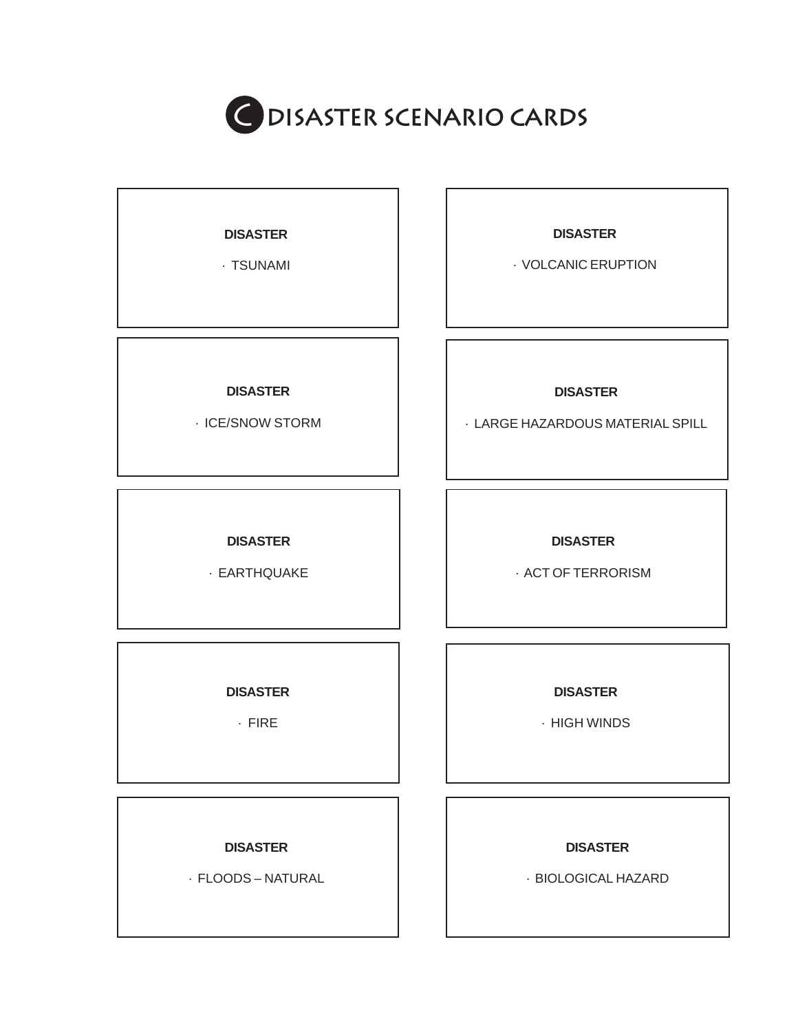# C DISASTER SCENARIO CARDS

**DISASTER**

- TSUNAMI

**DISASTER**

- VOLCANIC ERUPTION

**DISASTER**

- ICE/SNOW STORM

**DISASTER**

- LARGE HAZARDOUS MATERIAL SPILL

**DISASTER**

- EARTHQUAKE

**DISASTER**

- ACT OF TERRORISM

**DISASTER**

- FIRE

**DISASTER**

- HIGH WINDS

**DISASTER**

- FLOODS – NATURAL

**DISASTER**

- BIOLOGICAL HAZARD